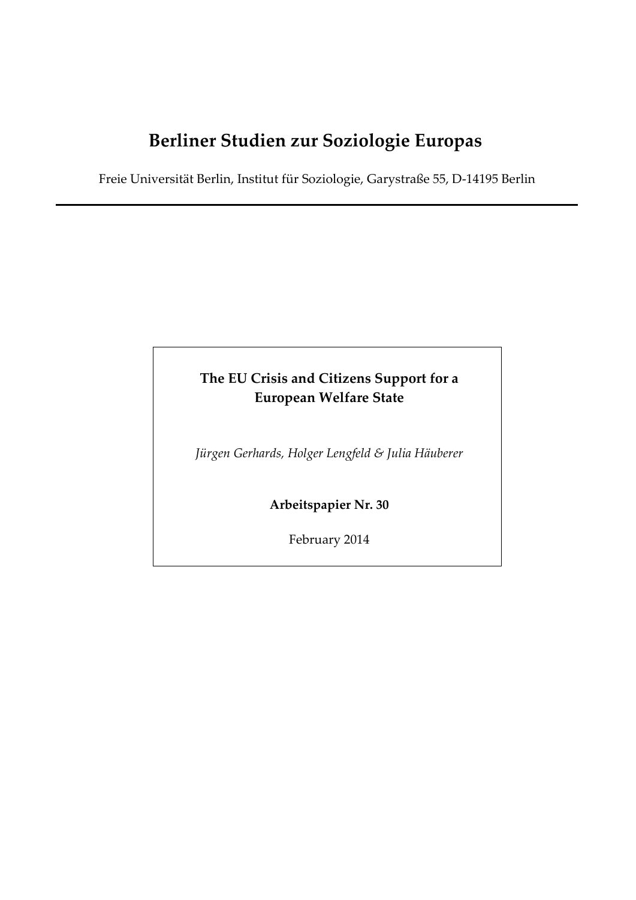# Berliner Studien zur Soziologie Europas

Freie Universität Berlin, Institut für Soziologie, Garystraße 55, D-14195 Berlin

---

**The EU Crisis and Citizens Support for a European Welfare State**

*Jürgen Gerhards, Holger Lengfeld & Julia Häuberer*

**Arbeitspapier Nr. 30**

February 2014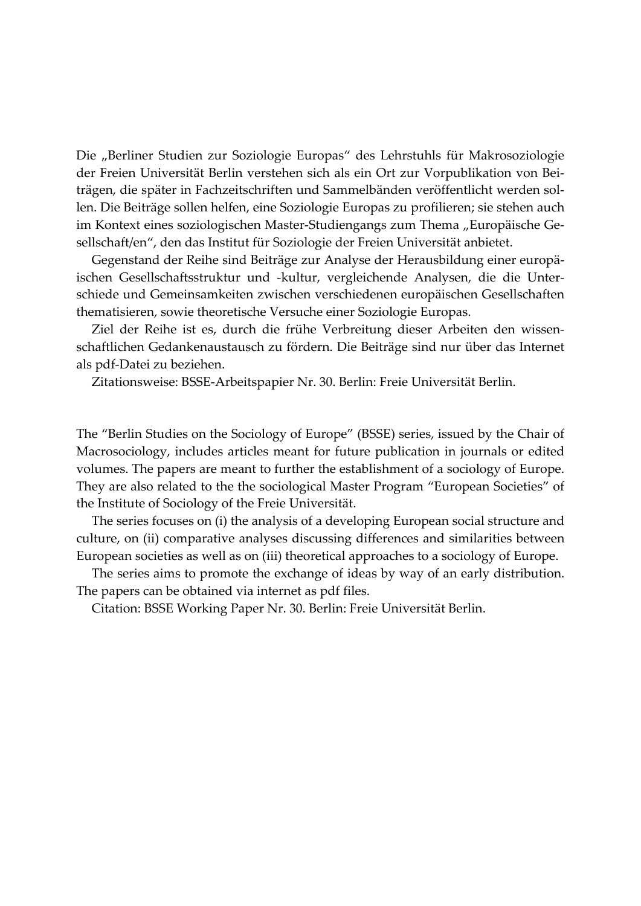Die „Berliner Studien zur Soziologie Europas" des Lehrstuhls für Makrosoziologie der Freien Universität Berlin verstehen sich als ein Ort zur Vorpublikation von Beiträgen, die später in Fachzeitschriften und Sammelbänden veröffentlicht werden sollen. Die Beiträge sollen helfen, eine Soziologie Europas zu profilieren; sie stehen auch im Kontext eines soziologischen Master-Studiengangs zum Thema „Europäische Gesellschaft/en", den das Institut für Soziologie der Freien Universität anbietet.

Gegenstand der Reihe sind Beiträge zur Analyse der Herausbildung einer europäischen Gesellschaftsstruktur und -kultur, vergleichende Analysen, die die Unterschiede und Gemeinsamkeiten zwischen verschiedenen europäischen Gesellschaften thematisieren, sowie theoretische Versuche einer Soziologie Europas.

Ziel der Reihe ist es, durch die frühe Verbreitung dieser Arbeiten den wissenschaftlichen Gedankenaustausch zu fördern. Die Beiträge sind nur über das Internet als pdf-Datei zu beziehen.

Zitationsweise: BSSE-Arbeitspapier Nr. 30. Berlin: Freie Universität Berlin.

The "Berlin Studies on the Sociology of Europe" (BSSE) series, issued by the Chair of Macrosociology, includes articles meant for future publication in journals or edited volumes. The papers are meant to further the establishment of a sociology of Europe. They are also related to the the sociological Master Program "European Societies" of the Institute of Sociology of the Freie Universität.

The series focuses on (i) the analysis of a developing European social structure and culture, on (ii) comparative analyses discussing differences and similarities between European societies as well as on (iii) theoretical approaches to a sociology of Europe.

The series aims to promote the exchange of ideas by way of an early distribution. The papers can be obtained via internet as pdf files.

Citation: BSSE Working Paper Nr. 30. Berlin: Freie Universität Berlin.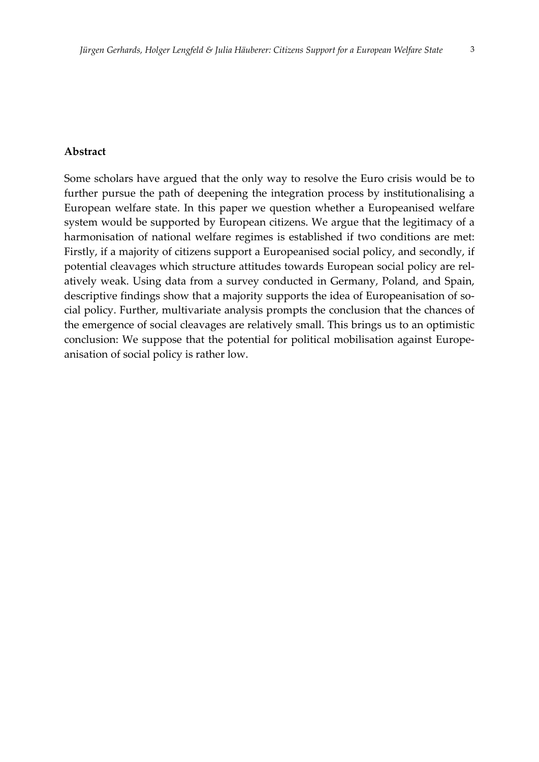## Abstract

Some scholars have argued that the only way to resolve the Euro crisis would be to further pursue the path of deepening the integration process by institutionalising a European welfare state. In this paper we question whether a Europeanised welfare system would be supported by European citizens. We argue that the legitimacy of a harmonisation of national welfare regimes is established if two conditions are met: Firstly, if a majority of citizens support a Europeanised social policy, and secondly, if potential cleavages which structure attitudes towards European social policy are relatively weak. Using data from a survey conducted in Germany, Poland, and Spain, descriptive findings show that a majority supports the idea of Europeanisation of social policy. Further, multivariate analysis prompts the conclusion that the chances of the emergence of social cleavages are relatively small. This brings us to an optimistic conclusion: We suppose that the potential for political mobilisation against Europeanisation of social policy is rather low.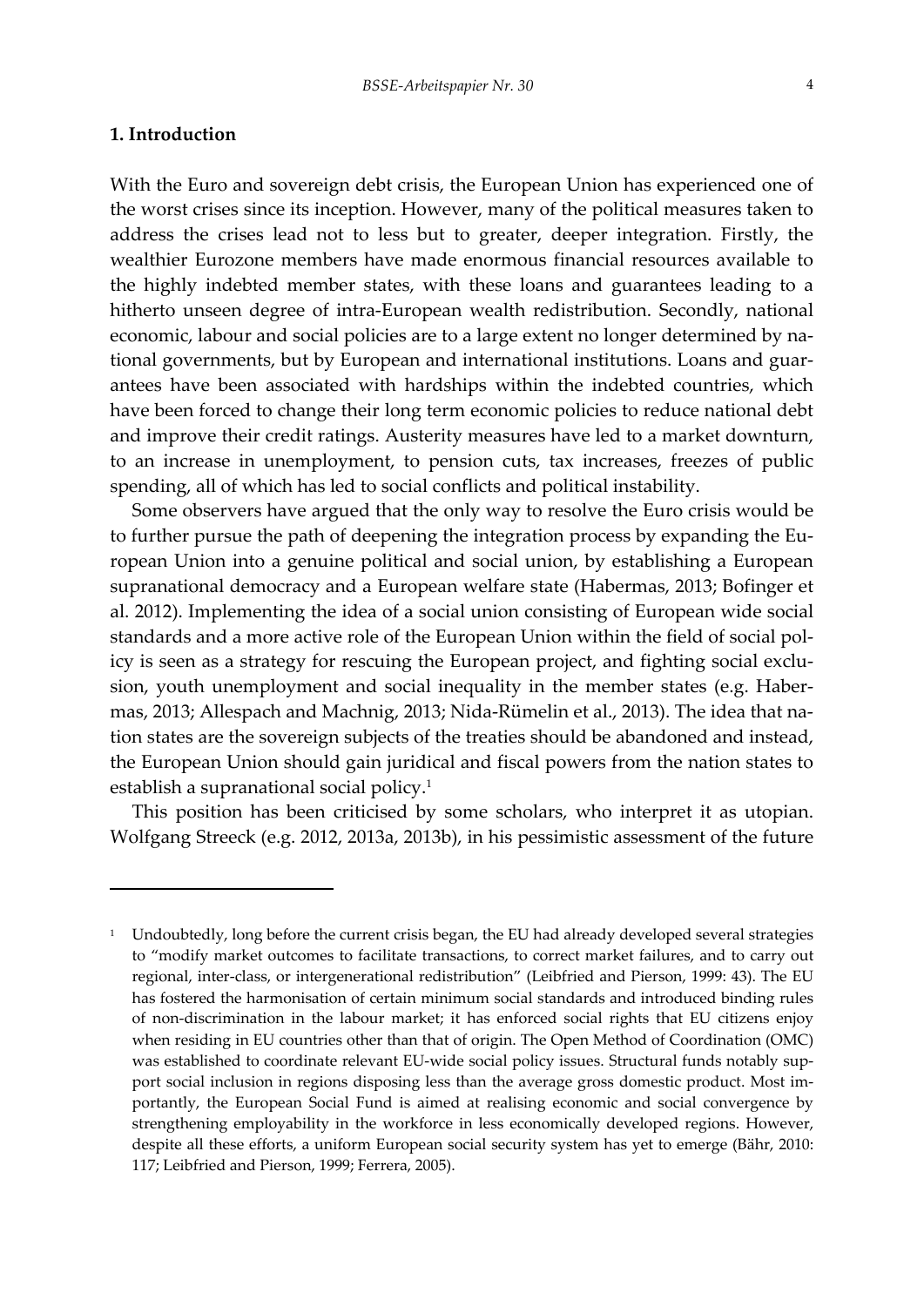## 1. Introduction

With the Euro and sovereign debt crisis, the European Union has experienced one of the worst crises since its inception. However, many of the political measures taken to address the crises lead not to less but to greater, deeper integration. Firstly, the wealthier Eurozone members have made enormous financial resources available to the highly indebted member states, with these loans and guarantees leading to a hitherto unseen degree of intra-European wealth redistribution. Secondly, national economic, labour and social policies are to a large extent no longer determined by national governments, but by European and international institutions. Loans and guarantees have been associated with hardships within the indebted countries, which have been forced to change their long term economic policies to reduce national debt and improve their credit ratings. Austerity measures have led to a market downturn, to an increase in unemployment, to pension cuts, tax increases, freezes of public spending, all of which has led to social conflicts and political instability.

Some observers have argued that the only way to resolve the Euro crisis would be to further pursue the path of deepening the integration process by expanding the European Union into a genuine political and social union, by establishing a European supranational democracy and a European welfare state (Habermas, 2013; Bofinger et al. 2012). Implementing the idea of a social union consisting of European wide social standards and a more active role of the European Union within the field of social policy is seen as a strategy for rescuing the European project, and fighting social exclusion, youth unemployment and social inequality in the member states (e.g. Habermas, 2013; Allespach and Machnig, 2013; Nida-Rümelin et al., 2013). The idea that nation states are the sovereign subjects of the treaties should be abandoned and instead, the European Union should gain juridical and fiscal powers from the nation states to establish a supranational social policy.[1]

This position has been criticised by some scholars, who interpret it as utopian. Wolfgang Streeck (e.g. 2012, 2013a, 2013b), in his pessimistic assessment of the future

---

[1] Undoubtedly, long before the current crisis began, the EU had already developed several strategies to "modify market outcomes to facilitate transactions, to correct market failures, and to carry out regional, inter-class, or intergenerational redistribution" (Leibfried and Pierson, 1999: 43). The EU has fostered the harmonisation of certain minimum social standards and introduced binding rules of non-discrimination in the labour market; it has enforced social rights that EU citizens enjoy when residing in EU countries other than that of origin. The Open Method of Coordination (OMC) was established to coordinate relevant EU-wide social policy issues. Structural funds notably support social inclusion in regions disposing less than the average gross domestic product. Most importantly, the European Social Fund is aimed at realising economic and social convergence by strengthening employability in the workforce in less economically developed regions. However, despite all these efforts, a uniform European social security system has yet to emerge (Bähr, 2010: 117; Leibfried and Pierson, 1999; Ferrera, 2005).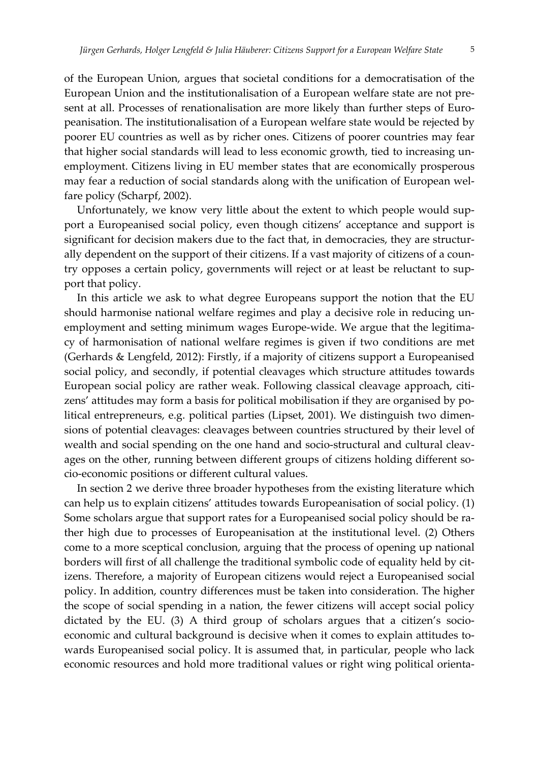of the European Union, argues that societal conditions for a democratisation of the European Union and the institutionalisation of a European welfare state are not present at all. Processes of renationalisation are more likely than further steps of Europeanisation. The institutionalisation of a European welfare state would be rejected by poorer EU countries as well as by richer ones. Citizens of poorer countries may fear that higher social standards will lead to less economic growth, tied to increasing unemployment. Citizens living in EU member states that are economically prosperous may fear a reduction of social standards along with the unification of European welfare policy (Scharpf, 2002).

Unfortunately, we know very little about the extent to which people would support a Europeanised social policy, even though citizens' acceptance and support is significant for decision makers due to the fact that, in democracies, they are structurally dependent on the support of their citizens. If a vast majority of citizens of a country opposes a certain policy, governments will reject or at least be reluctant to support that policy.

In this article we ask to what degree Europeans support the notion that the EU should harmonise national welfare regimes and play a decisive role in reducing unemployment and setting minimum wages Europe-wide. We argue that the legitimacy of harmonisation of national welfare regimes is given if two conditions are met (Gerhards & Lengfeld, 2012): Firstly, if a majority of citizens support a Europeanised social policy, and secondly, if potential cleavages which structure attitudes towards European social policy are rather weak. Following classical cleavage approach, citizens' attitudes may form a basis for political mobilisation if they are organised by political entrepreneurs, e.g. political parties (Lipset, 2001). We distinguish two dimensions of potential cleavages: cleavages between countries structured by their level of wealth and social spending on the one hand and socio-structural and cultural cleavages on the other, running between different groups of citizens holding different socio-economic positions or different cultural values.

In section 2 we derive three broader hypotheses from the existing literature which can help us to explain citizens' attitudes towards Europeanisation of social policy. (1) Some scholars argue that support rates for a Europeanised social policy should be rather high due to processes of Europeanisation at the institutional level. (2) Others come to a more sceptical conclusion, arguing that the process of opening up national borders will first of all challenge the traditional symbolic code of equality held by citizens. Therefore, a majority of European citizens would reject a Europeanised social policy. In addition, country differences must be taken into consideration. The higher the scope of social spending in a nation, the fewer citizens will accept social policy dictated by the EU. (3) A third group of scholars argues that a citizen's socio-economic and cultural background is decisive when it comes to explain attitudes towards Europeanised social policy. It is assumed that, in particular, people who lack economic resources and hold more traditional values or right wing political orienta-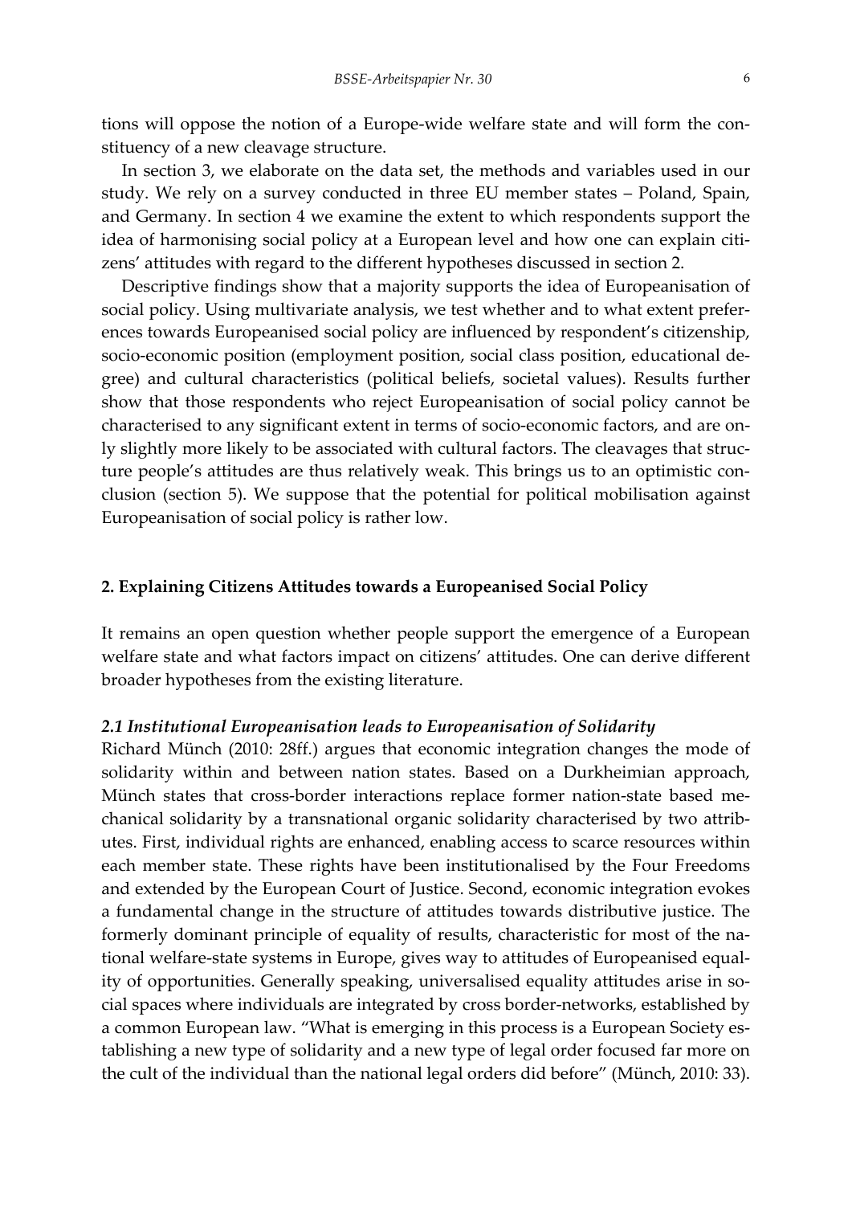tions will oppose the notion of a Europe-wide welfare state and will form the constituency of a new cleavage structure.

In section 3, we elaborate on the data set, the methods and variables used in our study. We rely on a survey conducted in three EU member states – Poland, Spain, and Germany. In section 4 we examine the extent to which respondents support the idea of harmonising social policy at a European level and how one can explain citizens' attitudes with regard to the different hypotheses discussed in section 2.

Descriptive findings show that a majority supports the idea of Europeanisation of social policy. Using multivariate analysis, we test whether and to what extent preferences towards Europeanised social policy are influenced by respondent's citizenship, socio-economic position (employment position, social class position, educational degree) and cultural characteristics (political beliefs, societal values). Results further show that those respondents who reject Europeanisation of social policy cannot be characterised to any significant extent in terms of socio-economic factors, and are only slightly more likely to be associated with cultural factors. The cleavages that structure people's attitudes are thus relatively weak. This brings us to an optimistic conclusion (section 5). We suppose that the potential for political mobilisation against Europeanisation of social policy is rather low.

## 2. Explaining Citizens Attitudes towards a Europeanised Social Policy

It remains an open question whether people support the emergence of a European welfare state and what factors impact on citizens' attitudes. One can derive different broader hypotheses from the existing literature.

### *2.1 Institutional Europeanisation leads to Europeanisation of Solidarity*

Richard Münch (2010: 28ff.) argues that economic integration changes the mode of solidarity within and between nation states. Based on a Durkheimian approach, Münch states that cross-border interactions replace former nation-state based mechanical solidarity by a transnational organic solidarity characterised by two attributes. First, individual rights are enhanced, enabling access to scarce resources within each member state. These rights have been institutionalised by the Four Freedoms and extended by the European Court of Justice. Second, economic integration evokes a fundamental change in the structure of attitudes towards distributive justice. The formerly dominant principle of equality of results, characteristic for most of the national welfare-state systems in Europe, gives way to attitudes of Europeanised equality of opportunities. Generally speaking, universalised equality attitudes arise in social spaces where individuals are integrated by cross border-networks, established by a common European law. "What is emerging in this process is a European Society establishing a new type of solidarity and a new type of legal order focused far more on the cult of the individual than the national legal orders did before" (Münch, 2010: 33).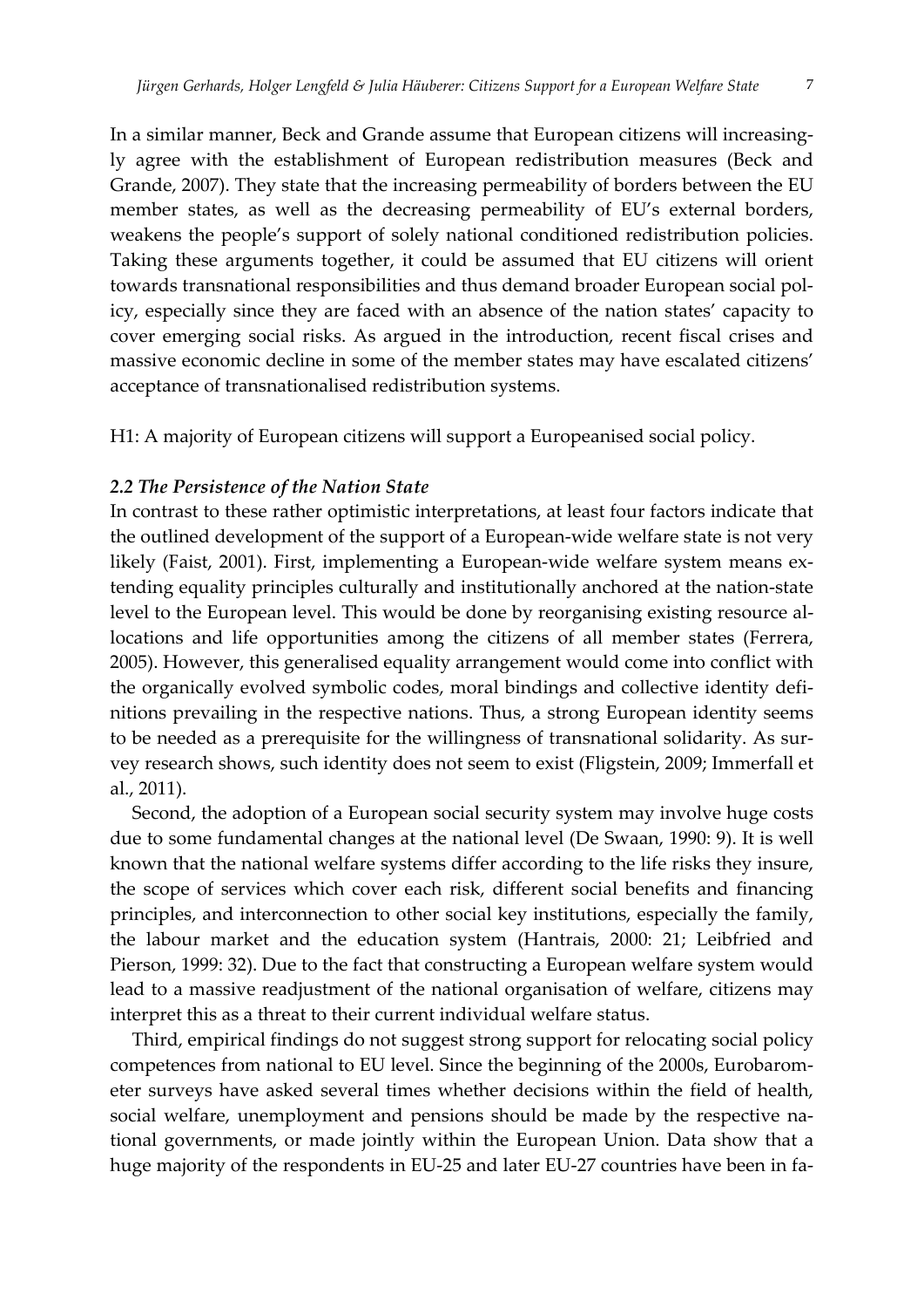In a similar manner, Beck and Grande assume that European citizens will increasingly agree with the establishment of European redistribution measures (Beck and Grande, 2007). They state that the increasing permeability of borders between the EU member states, as well as the decreasing permeability of EU's external borders, weakens the people's support of solely national conditioned redistribution policies. Taking these arguments together, it could be assumed that EU citizens will orient towards transnational responsibilities and thus demand broader European social policy, especially since they are faced with an absence of the nation states' capacity to cover emerging social risks. As argued in the introduction, recent fiscal crises and massive economic decline in some of the member states may have escalated citizens' acceptance of transnationalised redistribution systems.

H1: A majority of European citizens will support a Europeanised social policy.

### *2.2 The Persistence of the Nation State*

In contrast to these rather optimistic interpretations, at least four factors indicate that the outlined development of the support of a European-wide welfare state is not very likely (Faist, 2001). First, implementing a European-wide welfare system means extending equality principles culturally and institutionally anchored at the nation-state level to the European level. This would be done by reorganising existing resource allocations and life opportunities among the citizens of all member states (Ferrera, 2005). However, this generalised equality arrangement would come into conflict with the organically evolved symbolic codes, moral bindings and collective identity definitions prevailing in the respective nations. Thus, a strong European identity seems to be needed as a prerequisite for the willingness of transnational solidarity. As survey research shows, such identity does not seem to exist (Fligstein, 2009; Immerfall et al., 2011).

Second, the adoption of a European social security system may involve huge costs due to some fundamental changes at the national level (De Swaan, 1990: 9). It is well known that the national welfare systems differ according to the life risks they insure, the scope of services which cover each risk, different social benefits and financing principles, and interconnection to other social key institutions, especially the family, the labour market and the education system (Hantrais, 2000: 21; Leibfried and Pierson, 1999: 32). Due to the fact that constructing a European welfare system would lead to a massive readjustment of the national organisation of welfare, citizens may interpret this as a threat to their current individual welfare status.

Third, empirical findings do not suggest strong support for relocating social policy competences from national to EU level. Since the beginning of the 2000s, Eurobarometer surveys have asked several times whether decisions within the field of health, social welfare, unemployment and pensions should be made by the respective national governments, or made jointly within the European Union. Data show that a huge majority of the respondents in EU-25 and later EU-27 countries have been in fa-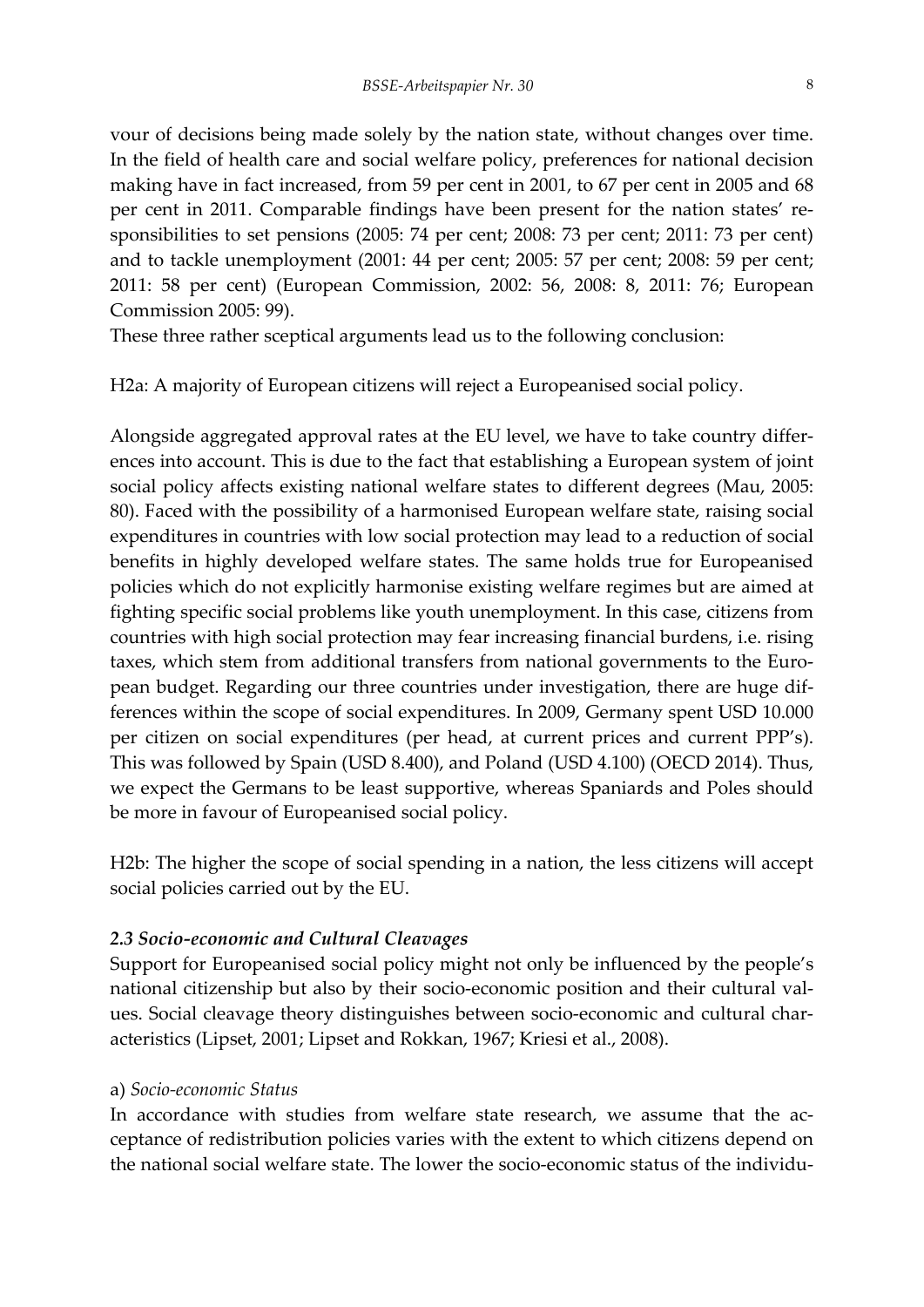vour of decisions being made solely by the nation state, without changes over time. In the field of health care and social welfare policy, preferences for national decision making have in fact increased, from 59 per cent in 2001, to 67 per cent in 2005 and 68 per cent in 2011. Comparable findings have been present for the nation states' responsibilities to set pensions (2005: 74 per cent; 2008: 73 per cent; 2011: 73 per cent) and to tackle unemployment (2001: 44 per cent; 2005: 57 per cent; 2008: 59 per cent; 2011: 58 per cent) (European Commission, 2002: 56, 2008: 8, 2011: 76; European Commission 2005: 99).

These three rather sceptical arguments lead us to the following conclusion:

H2a: A majority of European citizens will reject a Europeanised social policy.

Alongside aggregated approval rates at the EU level, we have to take country differences into account. This is due to the fact that establishing a European system of joint social policy affects existing national welfare states to different degrees (Mau, 2005: 80). Faced with the possibility of a harmonised European welfare state, raising social expenditures in countries with low social protection may lead to a reduction of social benefits in highly developed welfare states. The same holds true for Europeanised policies which do not explicitly harmonise existing welfare regimes but are aimed at fighting specific social problems like youth unemployment. In this case, citizens from countries with high social protection may fear increasing financial burdens, i.e. rising taxes, which stem from additional transfers from national governments to the European budget. Regarding our three countries under investigation, there are huge differences within the scope of social expenditures. In 2009, Germany spent USD 10.000 per citizen on social expenditures (per head, at current prices and current PPP's). This was followed by Spain (USD 8.400), and Poland (USD 4.100) (OECD 2014). Thus, we expect the Germans to be least supportive, whereas Spaniards and Poles should be more in favour of Europeanised social policy.

H2b: The higher the scope of social spending in a nation, the less citizens will accept social policies carried out by the EU.

### *2.3 Socio-economic and Cultural Cleavages*

Support for Europeanised social policy might not only be influenced by the people's national citizenship but also by their socio-economic position and their cultural values. Social cleavage theory distinguishes between socio-economic and cultural characteristics (Lipset, 2001; Lipset and Rokkan, 1967; Kriesi et al., 2008).

a) *Socio-economic Status*

In accordance with studies from welfare state research, we assume that the acceptance of redistribution policies varies with the extent to which citizens depend on the national social welfare state. The lower the socio-economic status of the individu-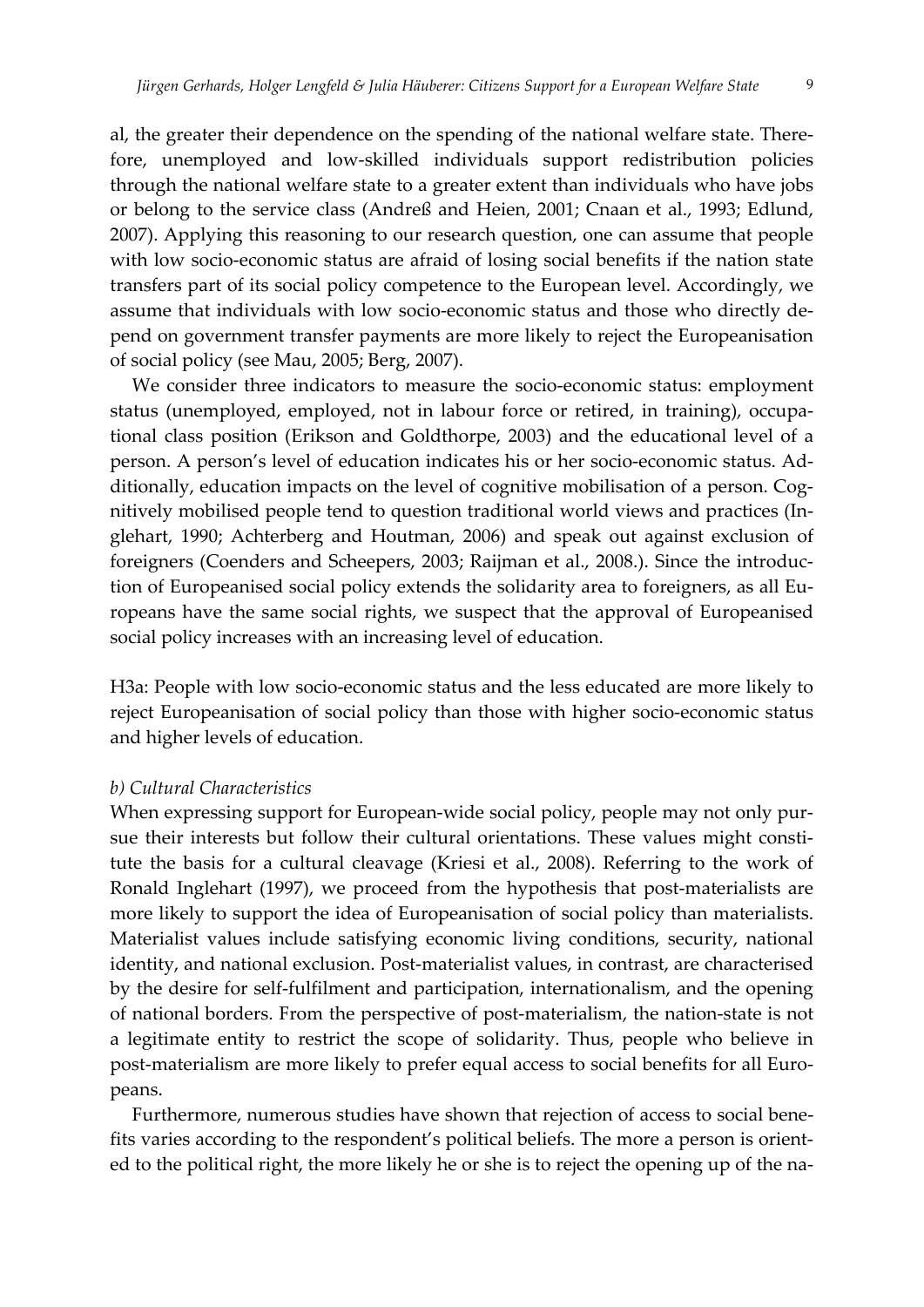al, the greater their dependence on the spending of the national welfare state. Therefore, unemployed and low-skilled individuals support redistribution policies through the national welfare state to a greater extent than individuals who have jobs or belong to the service class (Andreß and Heien, 2001; Cnaan et al., 1993; Edlund, 2007). Applying this reasoning to our research question, one can assume that people with low socio-economic status are afraid of losing social benefits if the nation state transfers part of its social policy competence to the European level. Accordingly, we assume that individuals with low socio-economic status and those who directly depend on government transfer payments are more likely to reject the Europeanisation of social policy (see Mau, 2005; Berg, 2007).

We consider three indicators to measure the socio-economic status: employment status (unemployed, employed, not in labour force or retired, in training), occupational class position (Erikson and Goldthorpe, 2003) and the educational level of a person. A person's level of education indicates his or her socio-economic status. Additionally, education impacts on the level of cognitive mobilisation of a person. Cognitively mobilised people tend to question traditional world views and practices (Inglehart, 1990; Achterberg and Houtman, 2006) and speak out against exclusion of foreigners (Coenders and Scheepers, 2003; Raijman et al., 2008.). Since the introduction of Europeanised social policy extends the solidarity area to foreigners, as all Europeans have the same social rights, we suspect that the approval of Europeanised social policy increases with an increasing level of education.

H3a: People with low socio-economic status and the less educated are more likely to reject Europeanisation of social policy than those with higher socio-economic status and higher levels of education.

*b) Cultural Characteristics*

When expressing support for European-wide social policy, people may not only pursue their interests but follow their cultural orientations. These values might constitute the basis for a cultural cleavage (Kriesi et al., 2008). Referring to the work of Ronald Inglehart (1997), we proceed from the hypothesis that post-materialists are more likely to support the idea of Europeanisation of social policy than materialists. Materialist values include satisfying economic living conditions, security, national identity, and national exclusion. Post-materialist values, in contrast, are characterised by the desire for self-fulfilment and participation, internationalism, and the opening of national borders. From the perspective of post-materialism, the nation-state is not a legitimate entity to restrict the scope of solidarity. Thus, people who believe in post-materialism are more likely to prefer equal access to social benefits for all Europeans.

Furthermore, numerous studies have shown that rejection of access to social benefits varies according to the respondent's political beliefs. The more a person is oriented to the political right, the more likely he or she is to reject the opening up of the na-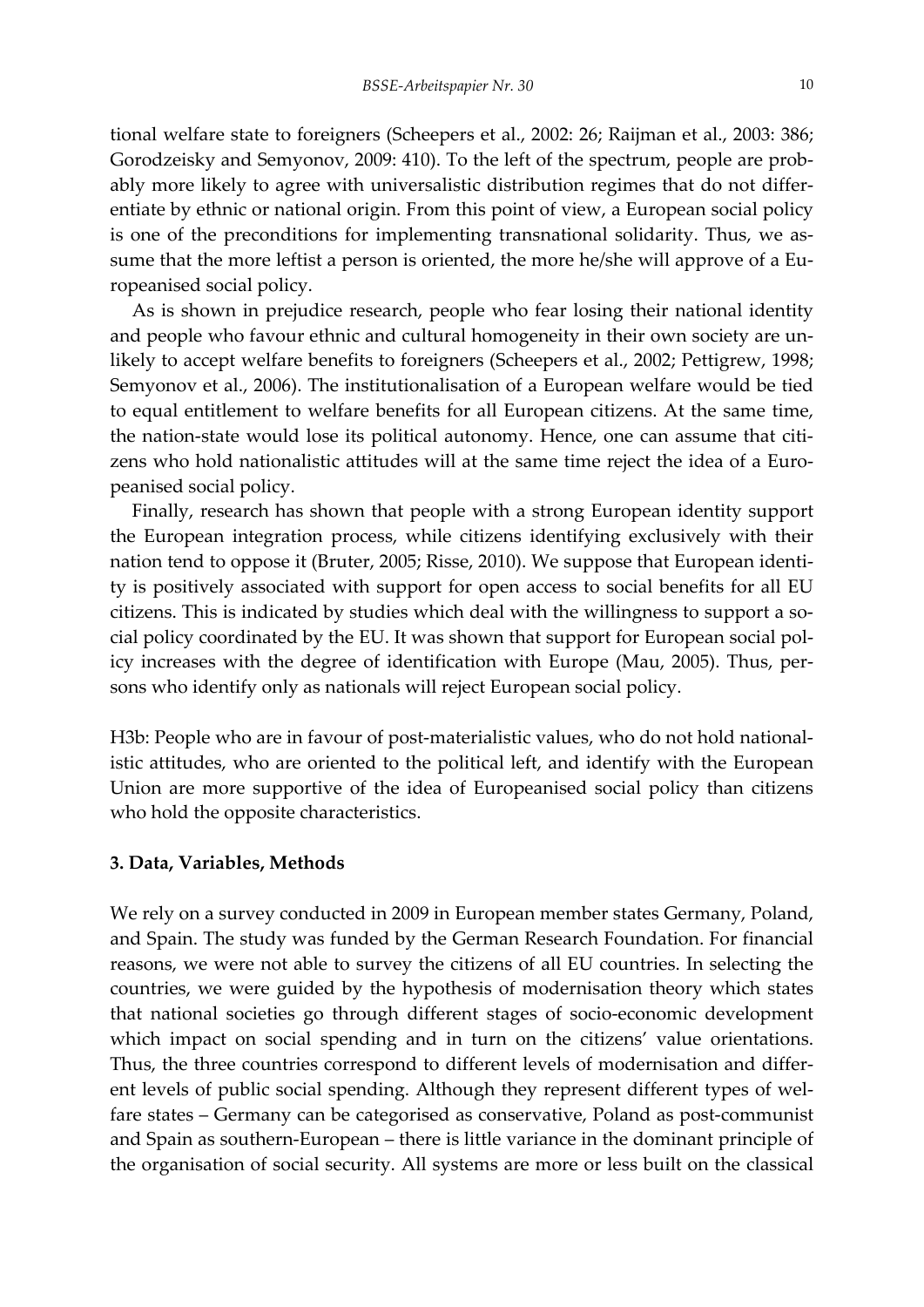tional welfare state to foreigners (Scheepers et al., 2002: 26; Raijman et al., 2003: 386; Gorodzeisky and Semyonov, 2009: 410). To the left of the spectrum, people are probably more likely to agree with universalistic distribution regimes that do not differentiate by ethnic or national origin. From this point of view, a European social policy is one of the preconditions for implementing transnational solidarity. Thus, we assume that the more leftist a person is oriented, the more he/she will approve of a Europeanised social policy.

As is shown in prejudice research, people who fear losing their national identity and people who favour ethnic and cultural homogeneity in their own society are unlikely to accept welfare benefits to foreigners (Scheepers et al., 2002; Pettigrew, 1998; Semyonov et al., 2006). The institutionalisation of a European welfare would be tied to equal entitlement to welfare benefits for all European citizens. At the same time, the nation-state would lose its political autonomy. Hence, one can assume that citizens who hold nationalistic attitudes will at the same time reject the idea of a Europeanised social policy.

Finally, research has shown that people with a strong European identity support the European integration process, while citizens identifying exclusively with their nation tend to oppose it (Bruter, 2005; Risse, 2010). We suppose that European identity is positively associated with support for open access to social benefits for all EU citizens. This is indicated by studies which deal with the willingness to support a social policy coordinated by the EU. It was shown that support for European social policy increases with the degree of identification with Europe (Mau, 2005). Thus, persons who identify only as nationals will reject European social policy.

H3b: People who are in favour of post-materialistic values, who do not hold nationalistic attitudes, who are oriented to the political left, and identify with the European Union are more supportive of the idea of Europeanised social policy than citizens who hold the opposite characteristics.

### 3. Data, Variables, Methods

We rely on a survey conducted in 2009 in European member states Germany, Poland, and Spain. The study was funded by the German Research Foundation. For financial reasons, we were not able to survey the citizens of all EU countries. In selecting the countries, we were guided by the hypothesis of modernisation theory which states that national societies go through different stages of socio-economic development which impact on social spending and in turn on the citizens' value orientations. Thus, the three countries correspond to different levels of modernisation and different levels of public social spending. Although they represent different types of welfare states – Germany can be categorised as conservative, Poland as post-communist and Spain as southern-European – there is little variance in the dominant principle of the organisation of social security. All systems are more or less built on the classical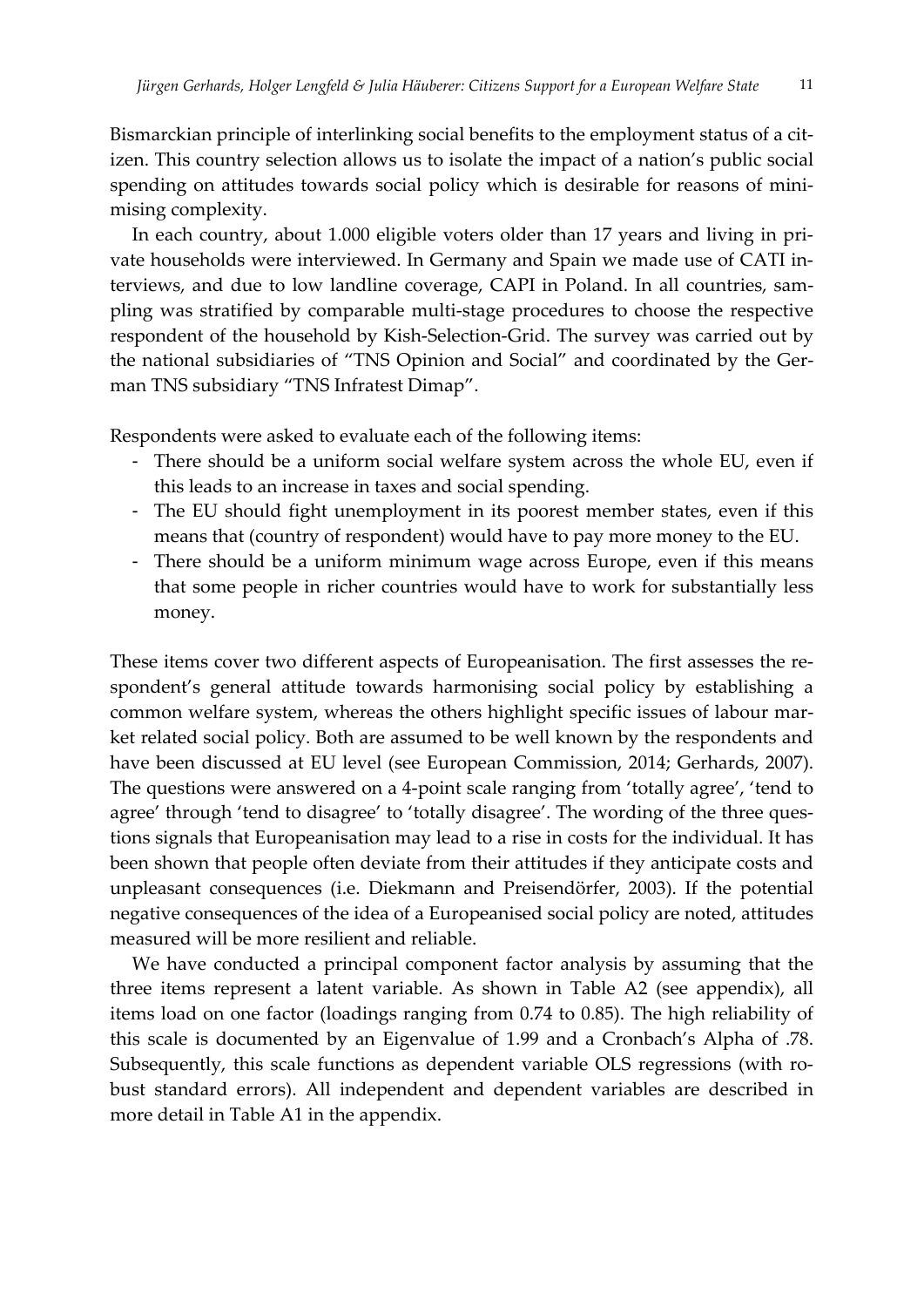Bismarckian principle of interlinking social benefits to the employment status of a citizen. This country selection allows us to isolate the impact of a nation's public social spending on attitudes towards social policy which is desirable for reasons of minimising complexity.

In each country, about 1.000 eligible voters older than 17 years and living in private households were interviewed. In Germany and Spain we made use of CATI interviews, and due to low landline coverage, CAPI in Poland. In all countries, sampling was stratified by comparable multi-stage procedures to choose the respective respondent of the household by Kish-Selection-Grid. The survey was carried out by the national subsidiaries of "TNS Opinion and Social" and coordinated by the German TNS subsidiary "TNS Infratest Dimap".

Respondents were asked to evaluate each of the following items:

- There should be a uniform social welfare system across the whole EU, even if this leads to an increase in taxes and social spending.
- The EU should fight unemployment in its poorest member states, even if this means that (country of respondent) would have to pay more money to the EU.
- There should be a uniform minimum wage across Europe, even if this means that some people in richer countries would have to work for substantially less money.

These items cover two different aspects of Europeanisation. The first assesses the respondent's general attitude towards harmonising social policy by establishing a common welfare system, whereas the others highlight specific issues of labour market related social policy. Both are assumed to be well known by the respondents and have been discussed at EU level (see European Commission, 2014; Gerhards, 2007). The questions were answered on a 4-point scale ranging from 'totally agree', 'tend to agree' through 'tend to disagree' to 'totally disagree'. The wording of the three questions signals that Europeanisation may lead to a rise in costs for the individual. It has been shown that people often deviate from their attitudes if they anticipate costs and unpleasant consequences (i.e. Diekmann and Preisendörfer, 2003). If the potential negative consequences of the idea of a Europeanised social policy are noted, attitudes measured will be more resilient and reliable.

We have conducted a principal component factor analysis by assuming that the three items represent a latent variable. As shown in Table A2 (see appendix), all items load on one factor (loadings ranging from 0.74 to 0.85). The high reliability of this scale is documented by an Eigenvalue of 1.99 and a Cronbach's Alpha of .78. Subsequently, this scale functions as dependent variable OLS regressions (with robust standard errors). All independent and dependent variables are described in more detail in Table A1 in the appendix.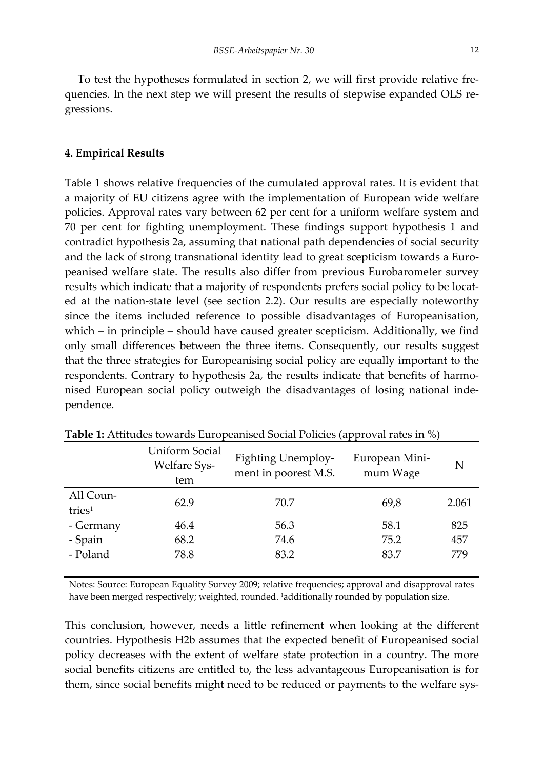To test the hypotheses formulated in section 2, we will first provide relative frequencies. In the next step we will present the results of stepwise expanded OLS regressions.

## 4. Empirical Results

Table 1 shows relative frequencies of the cumulated approval rates. It is evident that a majority of EU citizens agree with the implementation of European wide welfare policies. Approval rates vary between 62 per cent for a uniform welfare system and 70 per cent for fighting unemployment. These findings support hypothesis 1 and contradict hypothesis 2a, assuming that national path dependencies of social security and the lack of strong transnational identity lead to great scepticism towards a Europeanised welfare state. The results also differ from previous Eurobarometer survey results which indicate that a majority of respondents prefers social policy to be located at the nation-state level (see section 2.2). Our results are especially noteworthy since the items included reference to possible disadvantages of Europeanisation, which – in principle – should have caused greater scepticism. Additionally, we find only small differences between the three items. Consequently, our results suggest that the three strategies for Europeanising social policy are equally important to the respondents. Contrary to hypothesis 2a, the results indicate that benefits of harmonised European social policy outweigh the disadvantages of losing national independence.

**Table 1:** Attitudes towards Europeanised Social Policies (approval rates in %)

| | Uniform Social Welfare System | Fighting Unemployment in poorest M.S. | European Minimum Wage | N |
|---|---|---|---|---|
| All Countries[1] | 62.9 | 70.7 | 69,8 | 2.061 |
| - Germany | 46.4 | 56.3 | 58.1 | 825 |
| - Spain | 68.2 | 74.6 | 75.2 | 457 |
| - Poland | 78.8 | 83.2 | 83.7 | 779 |

Notes: Source: European Equality Survey 2009; relative frequencies; approval and disapproval rates have been merged respectively; weighted, rounded. [1]additionally rounded by population size.

This conclusion, however, needs a little refinement when looking at the different countries. Hypothesis H2b assumes that the expected benefit of Europeanised social policy decreases with the extent of welfare state protection in a country. The more social benefits citizens are entitled to, the less advantageous Europeanisation is for them, since social benefits might need to be reduced or payments to the welfare sys-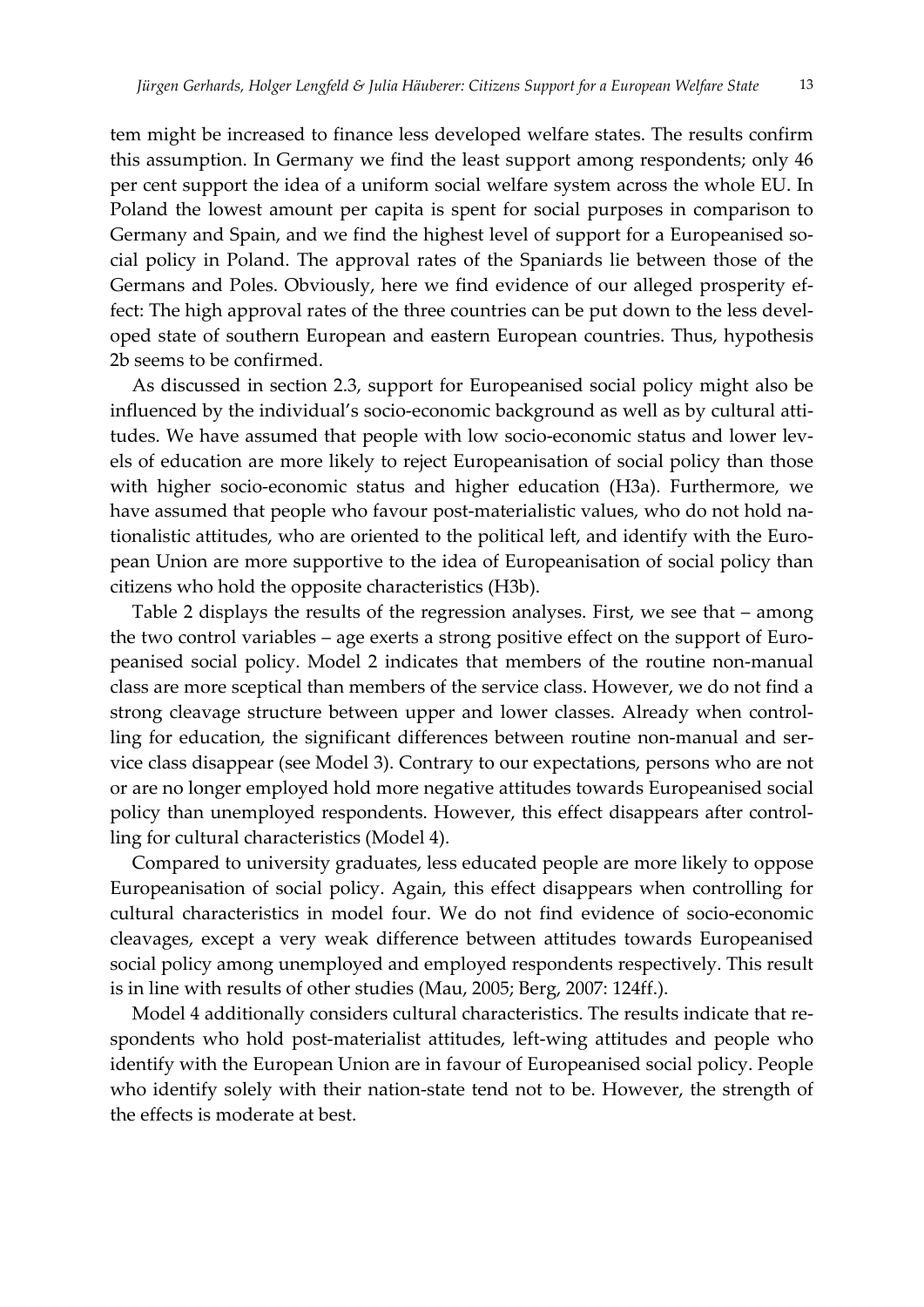tem might be increased to finance less developed welfare states. The results confirm this assumption. In Germany we find the least support among respondents; only 46 per cent support the idea of a uniform social welfare system across the whole EU. In Poland the lowest amount per capita is spent for social purposes in comparison to Germany and Spain, and we find the highest level of support for a Europeanised social policy in Poland. The approval rates of the Spaniards lie between those of the Germans and Poles. Obviously, here we find evidence of our alleged prosperity effect: The high approval rates of the three countries can be put down to the less developed state of southern European and eastern European countries. Thus, hypothesis 2b seems to be confirmed.

As discussed in section 2.3, support for Europeanised social policy might also be influenced by the individual's socio-economic background as well as by cultural attitudes. We have assumed that people with low socio-economic status and lower levels of education are more likely to reject Europeanisation of social policy than those with higher socio-economic status and higher education (H3a). Furthermore, we have assumed that people who favour post-materialistic values, who do not hold nationalistic attitudes, who are oriented to the political left, and identify with the European Union are more supportive to the idea of Europeanisation of social policy than citizens who hold the opposite characteristics (H3b).

Table 2 displays the results of the regression analyses. First, we see that – among the two control variables – age exerts a strong positive effect on the support of Europeanised social policy. Model 2 indicates that members of the routine non-manual class are more sceptical than members of the service class. However, we do not find a strong cleavage structure between upper and lower classes. Already when controlling for education, the significant differences between routine non-manual and service class disappear (see Model 3). Contrary to our expectations, persons who are not or are no longer employed hold more negative attitudes towards Europeanised social policy than unemployed respondents. However, this effect disappears after controlling for cultural characteristics (Model 4).

Compared to university graduates, less educated people are more likely to oppose Europeanisation of social policy. Again, this effect disappears when controlling for cultural characteristics in model four. We do not find evidence of socio-economic cleavages, except a very weak difference between attitudes towards Europeanised social policy among unemployed and employed respondents respectively. This result is in line with results of other studies (Mau, 2005; Berg, 2007: 124ff.).

Model 4 additionally considers cultural characteristics. The results indicate that respondents who hold post-materialist attitudes, left-wing attitudes and people who identify with the European Union are in favour of Europeanised social policy. People who identify solely with their nation-state tend not to be. However, the strength of the effects is moderate at best.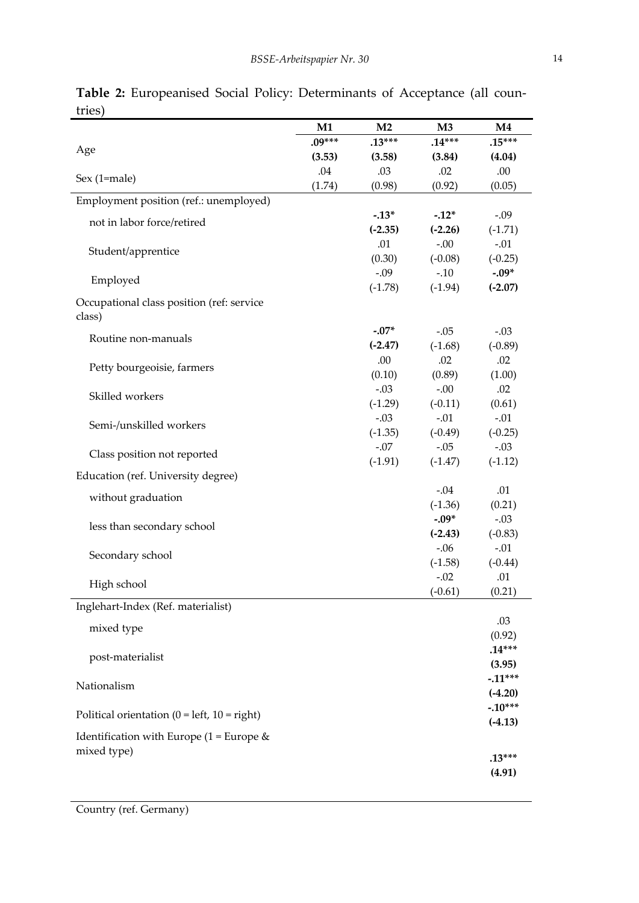**Table 2:** Europeanised Social Policy: Determinants of Acceptance (all countries)

| | M1 | M2 | M3 | M4 |
|---|---|---|---|---|
| Age | **.09*** (3.53)** | **.13*** (3.58)** | **.14*** (3.84)** | **.15*** (4.04)** |
| Sex (1=male) | .04 (1.74) | .03 (0.98) | .02 (0.92) | .00 (0.05) |
| Employment position (ref.: unemployed) | | | | |
| not in labor force/retired | | **-.13* (-2.35)** | **-.12* (-2.26)** | -.09 (-1.71) |
| Student/apprentice | | .01 (0.30) | -.00 (-0.08) | -.01 (-0.25) |
| Employed | | -.09 (-1.78) | -.10 (-1.94) | **-.09* (-2.07)** |
| Occupational class position (ref: service class) | | | | |
| Routine non-manuals | | **-.07* (-2.47)** | -.05 (-1.68) | -.03 (-0.89) |
| Petty bourgeoisie, farmers | | .00 (0.10) | .02 (0.89) | .02 (1.00) |
| Skilled workers | | -.03 (-1.29) | -.00 (-0.11) | .02 (0.61) |
| Semi-/unskilled workers | | -.03 (-1.35) | -.01 (-0.49) | -.01 (-0.25) |
| Class position not reported | | -.07 (-1.91) | -.05 (-1.47) | -.03 (-1.12) |
| Education (ref. University degree) | | | | |
| without graduation | | | -.04 (-1.36) | .01 (0.21) |
| less than secondary school | | | **-.09* (-2.43)** | -.03 (-0.83) |
| Secondary school | | | -.06 (-1.58) | -.01 (-0.44) |
| High school | | | -.02 (-0.61) | .01 (0.21) |
| Inglehart-Index (Ref. materialist) | | | | |
| mixed type | | | | .03 (0.92) |
| post-materialist | | | | **.14*** (3.95)** |
| Nationalism | | | | **-.11*** (-4.20)** |
| Political orientation (0 = left, 10 = right) | | | | **-.10*** (-4.13)** |
| Identification with Europe (1 = Europe & mixed type) | | | | **.13*** (4.91)** |
| Country (ref. Germany) | | | | |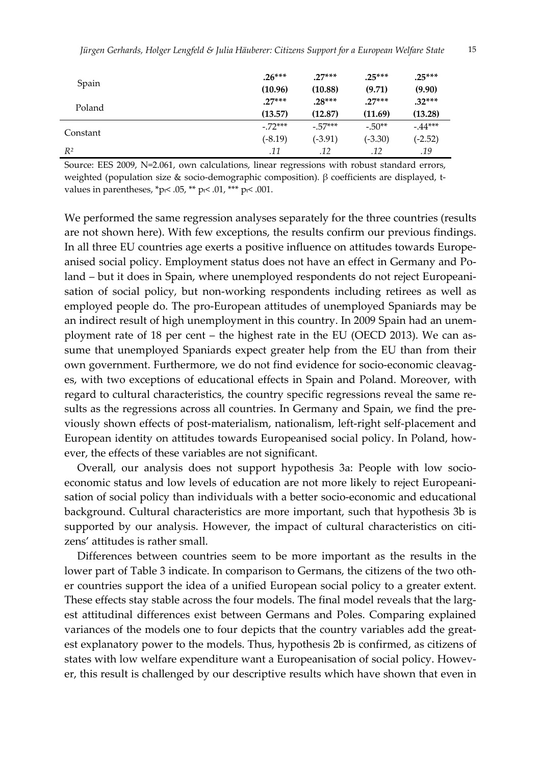| | | | | |
|---|---|---|---|---|
| Spain | **.26***** | **.27***** | **.25***** | **.25***** |
| | **(10.96)** | **(10.88)** | **(9.71)** | **(9.90)** |
| Poland | **.27***** | **.28***** | **.27***** | **.32***** |
| | **(13.57)** | **(12.87)** | **(11.69)** | **(13.28)** |
| Constant | -.72*** | -.57*** | -.50** | -.44*** |
| | (-8.19) | (-3.91) | (-3.30) | (-2.52) |
| $R^2$ | .11 | .12 | .12 | .19 |

Source: EES 2009, N=2.061, own calculations, linear regressions with robust standard errors, weighted (population size & socio-demographic composition). β coefficients are displayed, t-values in parentheses, $^*p_t < .05$, $^{**} p_t < .01$, $^{***} p_t < .001$.

We performed the same regression analyses separately for the three countries (results are not shown here). With few exceptions, the results confirm our previous findings. In all three EU countries age exerts a positive influence on attitudes towards Europeanised social policy. Employment status does not have an effect in Germany and Poland – but it does in Spain, where unemployed respondents do not reject Europeanisation of social policy, but non-working respondents including retirees as well as employed people do. The pro-European attitudes of unemployed Spaniards may be an indirect result of high unemployment in this country. In 2009 Spain had an unemployment rate of 18 per cent – the highest rate in the EU (OECD 2013). We can assume that unemployed Spaniards expect greater help from the EU than from their own government. Furthermore, we do not find evidence for socio-economic cleavages, with two exceptions of educational effects in Spain and Poland. Moreover, with regard to cultural characteristics, the country specific regressions reveal the same results as the regressions across all countries. In Germany and Spain, we find the previously shown effects of post-materialism, nationalism, left-right self-placement and European identity on attitudes towards Europeanised social policy. In Poland, however, the effects of these variables are not significant.

Overall, our analysis does not support hypothesis 3a: People with low socio-economic status and low levels of education are not more likely to reject Europeanisation of social policy than individuals with a better socio-economic and educational background. Cultural characteristics are more important, such that hypothesis 3b is supported by our analysis. However, the impact of cultural characteristics on citizens' attitudes is rather small.

Differences between countries seem to be more important as the results in the lower part of Table 3 indicate. In comparison to Germans, the citizens of the two other countries support the idea of a unified European social policy to a greater extent. These effects stay stable across the four models. The final model reveals that the largest attitudinal differences exist between Germans and Poles. Comparing explained variances of the models one to four depicts that the country variables add the greatest explanatory power to the models. Thus, hypothesis 2b is confirmed, as citizens of states with low welfare expenditure want a Europeanisation of social policy. However, this result is challenged by our descriptive results which have shown that even in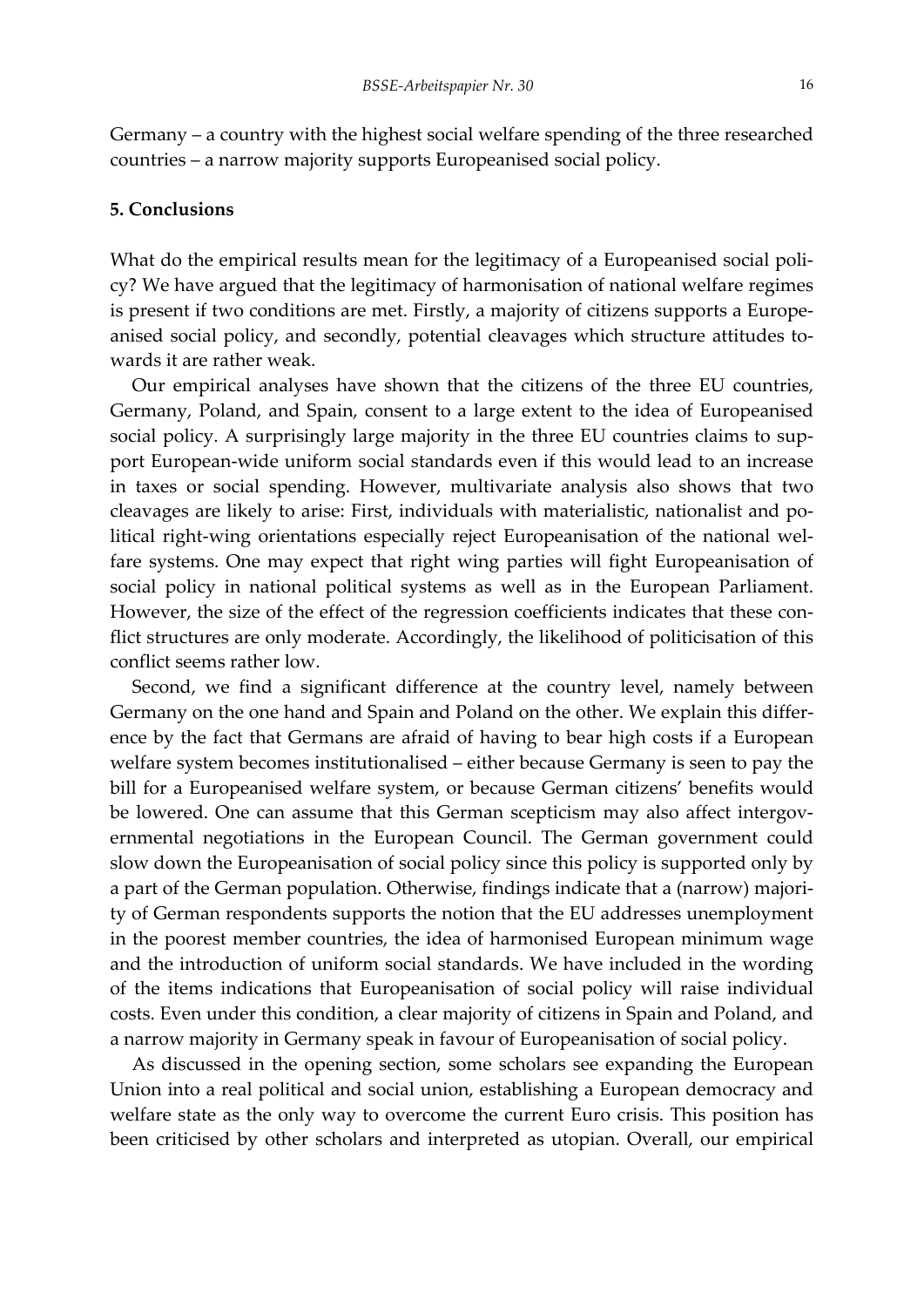Germany – a country with the highest social welfare spending of the three researched countries – a narrow majority supports Europeanised social policy.

## 5. Conclusions

What do the empirical results mean for the legitimacy of a Europeanised social policy? We have argued that the legitimacy of harmonisation of national welfare regimes is present if two conditions are met. Firstly, a majority of citizens supports a Europeanised social policy, and secondly, potential cleavages which structure attitudes towards it are rather weak.

Our empirical analyses have shown that the citizens of the three EU countries, Germany, Poland, and Spain, consent to a large extent to the idea of Europeanised social policy. A surprisingly large majority in the three EU countries claims to support European-wide uniform social standards even if this would lead to an increase in taxes or social spending. However, multivariate analysis also shows that two cleavages are likely to arise: First, individuals with materialistic, nationalist and political right-wing orientations especially reject Europeanisation of the national welfare systems. One may expect that right wing parties will fight Europeanisation of social policy in national political systems as well as in the European Parliament. However, the size of the effect of the regression coefficients indicates that these conflict structures are only moderate. Accordingly, the likelihood of politicisation of this conflict seems rather low.

Second, we find a significant difference at the country level, namely between Germany on the one hand and Spain and Poland on the other. We explain this difference by the fact that Germans are afraid of having to bear high costs if a European welfare system becomes institutionalised – either because Germany is seen to pay the bill for a Europeanised welfare system, or because German citizens' benefits would be lowered. One can assume that this German scepticism may also affect intergovernmental negotiations in the European Council. The German government could slow down the Europeanisation of social policy since this policy is supported only by a part of the German population. Otherwise, findings indicate that a (narrow) majority of German respondents supports the notion that the EU addresses unemployment in the poorest member countries, the idea of harmonised European minimum wage and the introduction of uniform social standards. We have included in the wording of the items indications that Europeanisation of social policy will raise individual costs. Even under this condition, a clear majority of citizens in Spain and Poland, and a narrow majority in Germany speak in favour of Europeanisation of social policy.

As discussed in the opening section, some scholars see expanding the European Union into a real political and social union, establishing a European democracy and welfare state as the only way to overcome the current Euro crisis. This position has been criticised by other scholars and interpreted as utopian. Overall, our empirical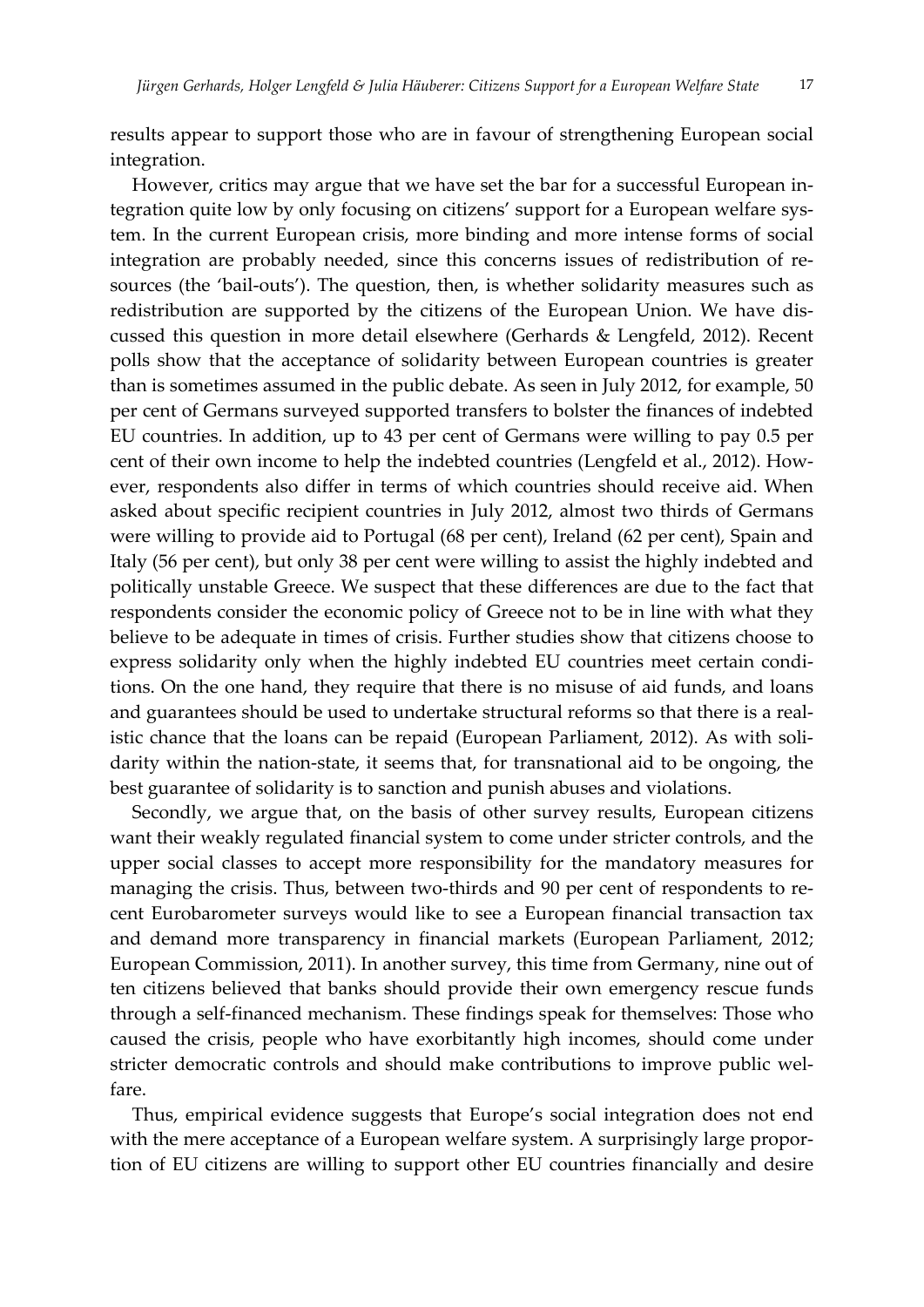results appear to support those who are in favour of strengthening European social integration.

However, critics may argue that we have set the bar for a successful European integration quite low by only focusing on citizens' support for a European welfare system. In the current European crisis, more binding and more intense forms of social integration are probably needed, since this concerns issues of redistribution of resources (the 'bail-outs'). The question, then, is whether solidarity measures such as redistribution are supported by the citizens of the European Union. We have discussed this question in more detail elsewhere (Gerhards & Lengfeld, 2012). Recent polls show that the acceptance of solidarity between European countries is greater than is sometimes assumed in the public debate. As seen in July 2012, for example, 50 per cent of Germans surveyed supported transfers to bolster the finances of indebted EU countries. In addition, up to 43 per cent of Germans were willing to pay 0.5 per cent of their own income to help the indebted countries (Lengfeld et al., 2012). However, respondents also differ in terms of which countries should receive aid. When asked about specific recipient countries in July 2012, almost two thirds of Germans were willing to provide aid to Portugal (68 per cent), Ireland (62 per cent), Spain and Italy (56 per cent), but only 38 per cent were willing to assist the highly indebted and politically unstable Greece. We suspect that these differences are due to the fact that respondents consider the economic policy of Greece not to be in line with what they believe to be adequate in times of crisis. Further studies show that citizens choose to express solidarity only when the highly indebted EU countries meet certain conditions. On the one hand, they require that there is no misuse of aid funds, and loans and guarantees should be used to undertake structural reforms so that there is a realistic chance that the loans can be repaid (European Parliament, 2012). As with solidarity within the nation-state, it seems that, for transnational aid to be ongoing, the best guarantee of solidarity is to sanction and punish abuses and violations.

Secondly, we argue that, on the basis of other survey results, European citizens want their weakly regulated financial system to come under stricter controls, and the upper social classes to accept more responsibility for the mandatory measures for managing the crisis. Thus, between two-thirds and 90 per cent of respondents to recent Eurobarometer surveys would like to see a European financial transaction tax and demand more transparency in financial markets (European Parliament, 2012; European Commission, 2011). In another survey, this time from Germany, nine out of ten citizens believed that banks should provide their own emergency rescue funds through a self-financed mechanism. These findings speak for themselves: Those who caused the crisis, people who have exorbitantly high incomes, should come under stricter democratic controls and should make contributions to improve public welfare.

Thus, empirical evidence suggests that Europe's social integration does not end with the mere acceptance of a European welfare system. A surprisingly large proportion of EU citizens are willing to support other EU countries financially and desire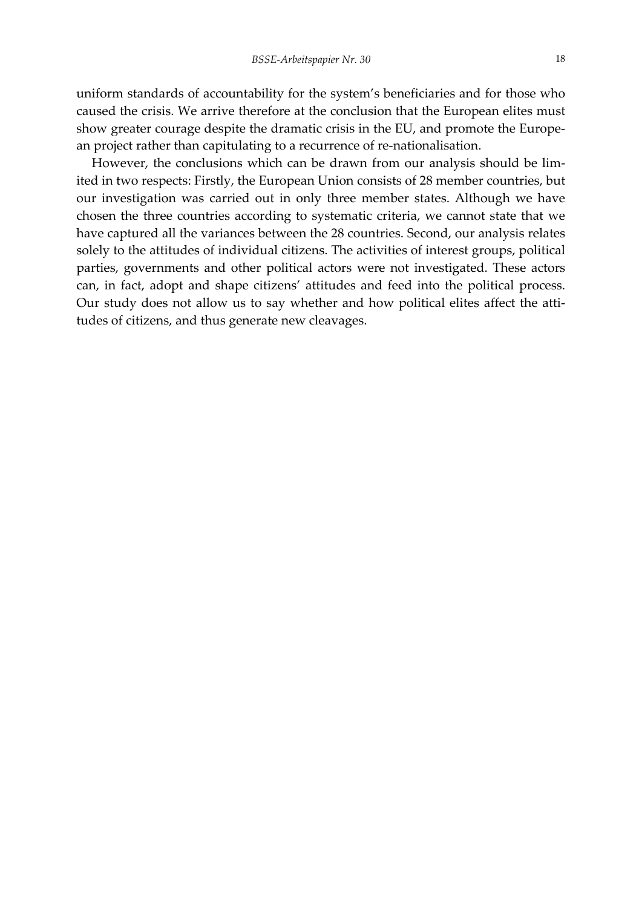uniform standards of accountability for the system's beneficiaries and for those who caused the crisis. We arrive therefore at the conclusion that the European elites must show greater courage despite the dramatic crisis in the EU, and promote the European project rather than capitulating to a recurrence of re-nationalisation.

However, the conclusions which can be drawn from our analysis should be limited in two respects: Firstly, the European Union consists of 28 member countries, but our investigation was carried out in only three member states. Although we have chosen the three countries according to systematic criteria, we cannot state that we have captured all the variances between the 28 countries. Second, our analysis relates solely to the attitudes of individual citizens. The activities of interest groups, political parties, governments and other political actors were not investigated. These actors can, in fact, adopt and shape citizens' attitudes and feed into the political process. Our study does not allow us to say whether and how political elites affect the attitudes of citizens, and thus generate new cleavages.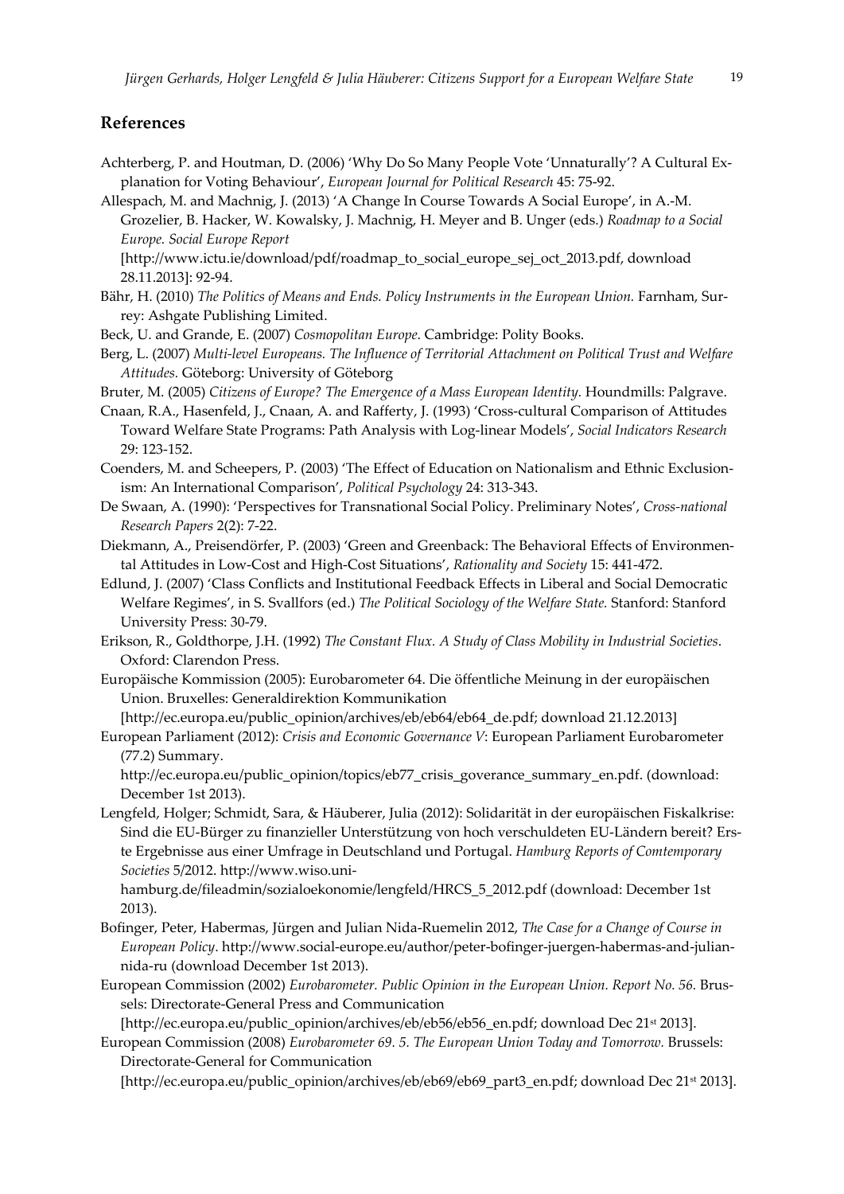## References

Achterberg, P. and Houtman, D. (2006) 'Why Do So Many People Vote 'Unnaturally'? A Cultural Explanation for Voting Behaviour', *European Journal for Political Research* 45: 75-92.

Allespach, M. and Machnig, J. (2013) 'A Change In Course Towards A Social Europe', in A.-M. Grozelier, B. Hacker, W. Kowalsky, J. Machnig, H. Meyer and B. Unger (eds.) *Roadmap to a Social Europe. Social Europe Report* [http://www.ictu.ie/download/pdf/roadmap_to_social_europe_sej_oct_2013.pdf, download 28.11.2013]: 92-94.

Bähr, H. (2010) *The Politics of Means and Ends. Policy Instruments in the European Union.* Farnham, Surrey: Ashgate Publishing Limited.

Beck, U. and Grande, E. (2007) *Cosmopolitan Europe*. Cambridge: Polity Books.

Berg, L. (2007) *Multi-level Europeans. The Influence of Territorial Attachment on Political Trust and Welfare Attitudes.* Göteborg: University of Göteborg

Bruter, M. (2005) *Citizens of Europe? The Emergence of a Mass European Identity.* Houndmills: Palgrave.

Cnaan, R.A., Hasenfeld, J., Cnaan, A. and Rafferty, J. (1993) 'Cross-cultural Comparison of Attitudes Toward Welfare State Programs: Path Analysis with Log-linear Models', *Social Indicators Research* 29: 123-152.

Coenders, M. and Scheepers, P. (2003) 'The Effect of Education on Nationalism and Ethnic Exclusionism: An International Comparison', *Political Psychology* 24: 313-343.

De Swaan, A. (1990): 'Perspectives for Transnational Social Policy. Preliminary Notes', *Cross-national Research Papers* 2(2): 7-22.

Diekmann, A., Preisendörfer, P. (2003) 'Green and Greenback: The Behavioral Effects of Environmental Attitudes in Low-Cost and High-Cost Situations', *Rationality and Society* 15: 441-472.

Edlund, J. (2007) 'Class Conflicts and Institutional Feedback Effects in Liberal and Social Democratic Welfare Regimes', in S. Svallfors (ed.) *The Political Sociology of the Welfare State.* Stanford: Stanford University Press: 30-79.

Erikson, R., Goldthorpe, J.H. (1992) *The Constant Flux. A Study of Class Mobility in Industrial Societies*. Oxford: Clarendon Press.

Europäische Kommission (2005): Eurobarometer 64. Die öffentliche Meinung in der europäischen Union. Bruxelles: Generaldirektion Kommunikation [http://ec.europa.eu/public_opinion/archives/eb/eb64/eb64_de.pdf; download 21.12.2013]

European Parliament (2012): *Crisis and Economic Governance V*: European Parliament Eurobarometer (77.2) Summary. http://ec.europa.eu/public_opinion/topics/eb77_crisis_goverance_summary_en.pdf. (download: December 1st 2013).

Lengfeld, Holger; Schmidt, Sara, & Häuberer, Julia (2012): Solidarität in der europäischen Fiskalkrise: Sind die EU-Bürger zu finanzieller Unterstützung von hoch verschuldeten EU-Ländern bereit? Erste Ergebnisse aus einer Umfrage in Deutschland und Portugal. *Hamburg Reports of Comtemporary Societies* 5/2012. http://www.wiso.uni-hamburg.de/fileadmin/sozialoekonomie/lengfeld/HRCS_5_2012.pdf (download: December 1st 2013).

Bofinger, Peter, Habermas, Jürgen and Julian Nida-Ruemelin 2012, *The Case for a Change of Course in European Policy*. http://www.social-europe.eu/author/peter-bofinger-juergen-habermas-and-julian-nida-ru (download December 1st 2013).

European Commission (2002) *Eurobarometer. Public Opinion in the European Union. Report No. 56.* Brussels: Directorate-General Press and Communication [http://ec.europa.eu/public_opinion/archives/eb/eb56/eb56_en.pdf; download Dec 21st 2013].

European Commission (2008) *Eurobarometer 69. 5. The European Union Today and Tomorrow.* Brussels: Directorate-General for Communication [http://ec.europa.eu/public_opinion/archives/eb/eb69/eb69_part3_en.pdf; download Dec 21st 2013].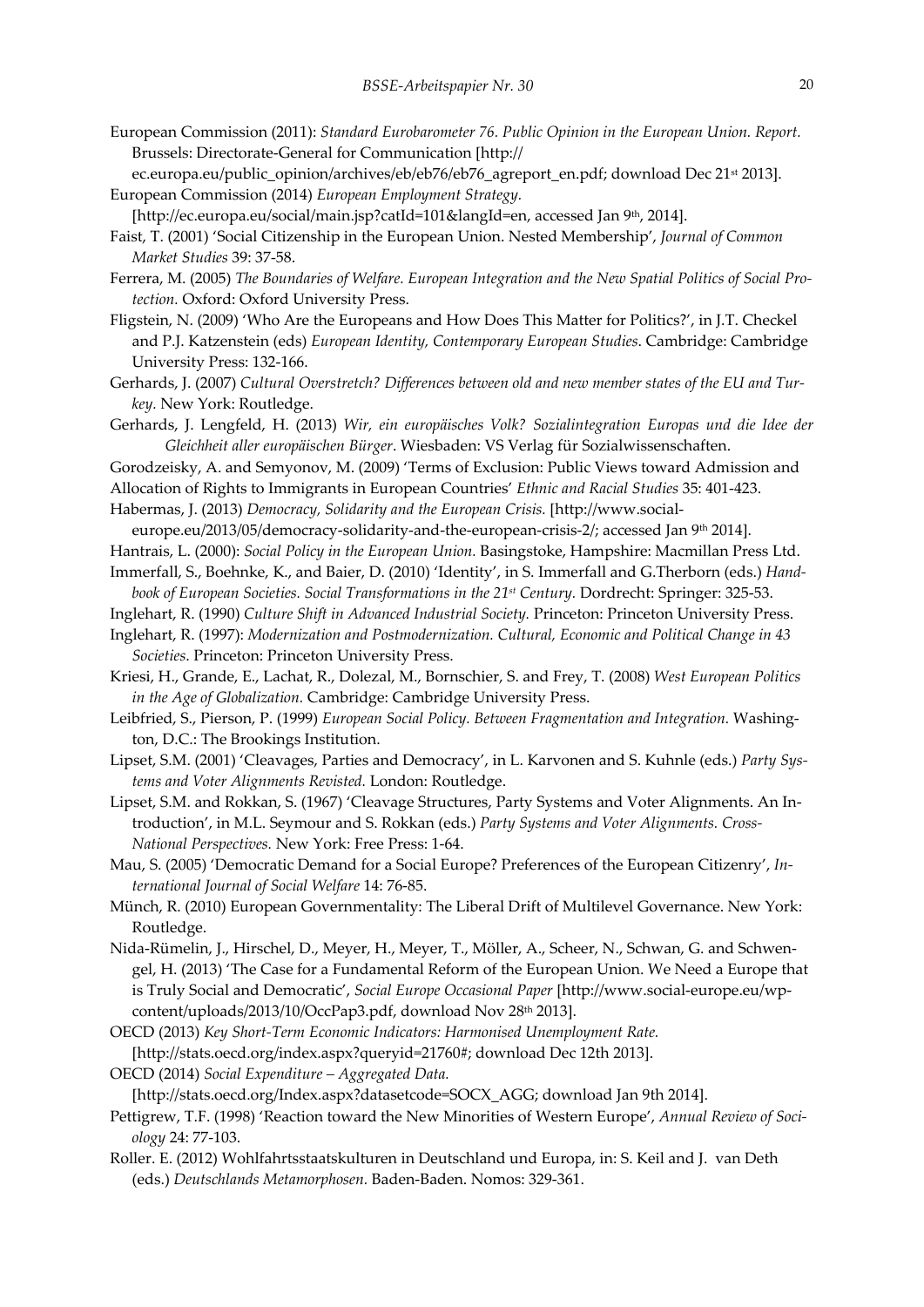European Commission (2011): *Standard Eurobarometer 76. Public Opinion in the European Union. Report.* Brussels: Directorate-General for Communication [http://ec.europa.eu/public_opinion/archives/eb/eb76/eb76_agreport_en.pdf; download Dec 21st 2013].

European Commission (2014) *European Employment Strategy.* [http://ec.europa.eu/social/main.jsp?catId=101&langId=en, accessed Jan 9th, 2014].

Faist, T. (2001) 'Social Citizenship in the European Union. Nested Membership', *Journal of Common Market Studies* 39: 37-58.

Ferrera, M. (2005) *The Boundaries of Welfare. European Integration and the New Spatial Politics of Social Protection.* Oxford: Oxford University Press.

Fligstein, N. (2009) 'Who Are the Europeans and How Does This Matter for Politics?', in J.T. Checkel and P.J. Katzenstein (eds) *European Identity, Contemporary European Studies.* Cambridge: Cambridge University Press: 132-166.

Gerhards, J. (2007) *Cultural Overstretch? Differences between old and new member states of the EU and Turkey.* New York: Routledge.

Gerhards, J. Lengfeld, H. (2013) *Wir, ein europäisches Volk? Sozialintegration Europas und die Idee der Gleichheit aller europäischen Bürger.* Wiesbaden: VS Verlag für Sozialwissenschaften.

Gorodzeisky, A. and Semyonov, M. (2009) 'Terms of Exclusion: Public Views toward Admission and Allocation of Rights to Immigrants in European Countries' *Ethnic and Racial Studies* 35: 401-423.

Habermas, J. (2013) *Democracy, Solidarity and the European Crisis.* [http://www.social-europe.eu/2013/05/democracy-solidarity-and-the-european-crisis-2/; accessed Jan 9th 2014].

Hantrais, L. (2000): *Social Policy in the European Union.* Basingstoke, Hampshire: Macmillan Press Ltd.

Immerfall, S., Boehnke, K., and Baier, D. (2010) 'Identity', in S. Immerfall and G.Therborn (eds.) *Handbook of European Societies. Social Transformations in the 21st Century.* Dordrecht: Springer: 325-53.

Inglehart, R. (1990) *Culture Shift in Advanced Industrial Society.* Princeton: Princeton University Press.

Inglehart, R. (1997): *Modernization and Postmodernization. Cultural, Economic and Political Change in 43 Societies.* Princeton: Princeton University Press.

Kriesi, H., Grande, E., Lachat, R., Dolezal, M., Bornschier, S. and Frey, T. (2008) *West European Politics in the Age of Globalization.* Cambridge: Cambridge University Press.

Leibfried, S., Pierson, P. (1999) *European Social Policy. Between Fragmentation and Integration.* Washington, D.C.: The Brookings Institution.

Lipset, S.M. (2001) 'Cleavages, Parties and Democracy', in L. Karvonen and S. Kuhnle (eds.) *Party Systems and Voter Alignments Revisted.* London: Routledge.

Lipset, S.M. and Rokkan, S. (1967) 'Cleavage Structures, Party Systems and Voter Alignments. An Introduction', in M.L. Seymour and S. Rokkan (eds.) *Party Systems and Voter Alignments. Cross-National Perspectives.* New York: Free Press: 1-64.

Mau, S. (2005) 'Democratic Demand for a Social Europe? Preferences of the European Citizenry', *International Journal of Social Welfare* 14: 76-85.

Münch, R. (2010) European Governmentality: The Liberal Drift of Multilevel Governance. New York: Routledge.

Nida-Rümelin, J., Hirschel, D., Meyer, H., Meyer, T., Möller, A., Scheer, N., Schwan, G. and Schwengel, H. (2013) 'The Case for a Fundamental Reform of the European Union. We Need a Europe that is Truly Social and Democratic', *Social Europe Occasional Paper* [http://www.social-europe.eu/wp-content/uploads/2013/10/OccPap3.pdf, download Nov 28th 2013].

OECD (2013) *Key Short-Term Economic Indicators: Harmonised Unemployment Rate.* [http://stats.oecd.org/index.aspx?queryid=21760#; download Dec 12th 2013].

OECD (2014) *Social Expenditure – Aggregated Data.* [http://stats.oecd.org/Index.aspx?datasetcode=SOCX_AGG; download Jan 9th 2014].

Pettigrew, T.F. (1998) 'Reaction toward the New Minorities of Western Europe', *Annual Review of Sociology* 24: 77-103.

Roller. E. (2012) Wohlfahrtsstaatskulturen in Deutschland und Europa, in: S. Keil and J. van Deth (eds.) *Deutschlands Metamorphosen.* Baden-Baden. Nomos: 329-361.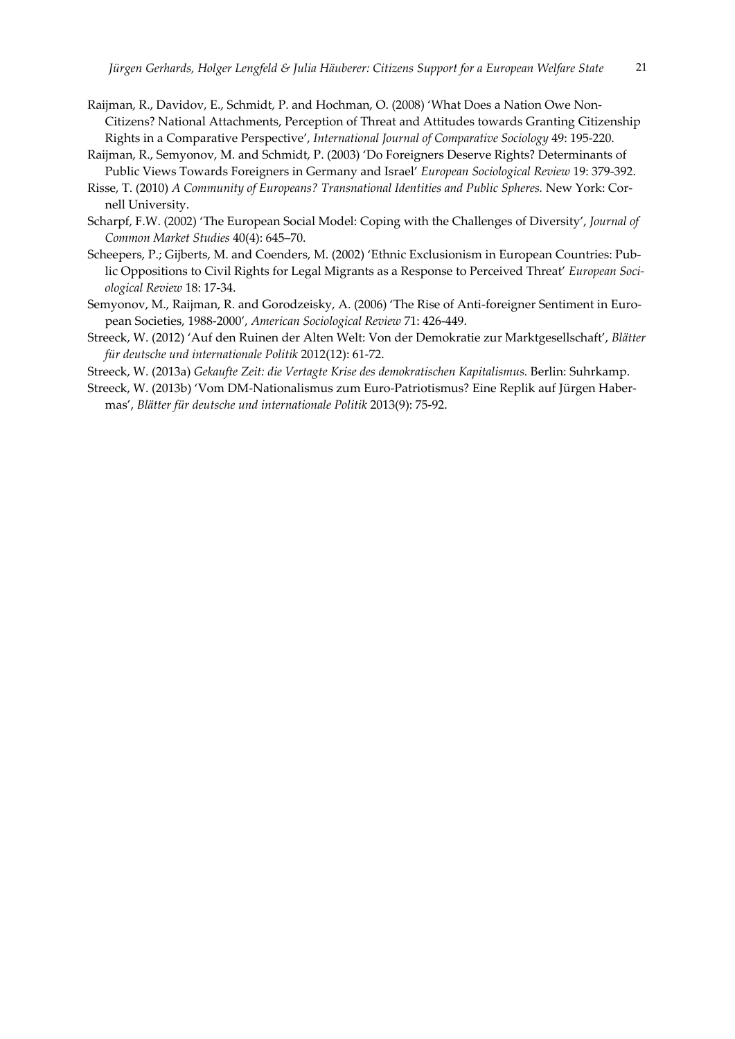Raijman, R., Davidov, E., Schmidt, P. and Hochman, O. (2008) 'What Does a Nation Owe Non-Citizens? National Attachments, Perception of Threat and Attitudes towards Granting Citizenship Rights in a Comparative Perspective', *International Journal of Comparative Sociology* 49: 195-220.

Raijman, R., Semyonov, M. and Schmidt, P. (2003) 'Do Foreigners Deserve Rights? Determinants of Public Views Towards Foreigners in Germany and Israel' *European Sociological Review* 19: 379-392.

Risse, T. (2010) *A Community of Europeans? Transnational Identities and Public Spheres.* New York: Cornell University.

Scharpf, F.W. (2002) 'The European Social Model: Coping with the Challenges of Diversity', *Journal of Common Market Studies* 40(4): 645–70.

Scheepers, P.; Gijberts, M. and Coenders, M. (2002) 'Ethnic Exclusionism in European Countries: Public Oppositions to Civil Rights for Legal Migrants as a Response to Perceived Threat' *European Sociological Review* 18: 17-34.

Semyonov, M., Raijman, R. and Gorodzeisky, A. (2006) 'The Rise of Anti-foreigner Sentiment in European Societies, 1988-2000', *American Sociological Review* 71: 426-449.

Streeck, W. (2012) 'Auf den Ruinen der Alten Welt: Von der Demokratie zur Marktgesellschaft', *Blätter für deutsche und internationale Politik* 2012(12): 61-72.

Streeck, W. (2013a) *Gekaufte Zeit: die Vertagte Krise des demokratischen Kapitalismus.* Berlin: Suhrkamp.

Streeck, W. (2013b) 'Vom DM-Nationalismus zum Euro-Patriotismus? Eine Replik auf Jürgen Habermas', *Blätter für deutsche und internationale Politik* 2013(9): 75-92.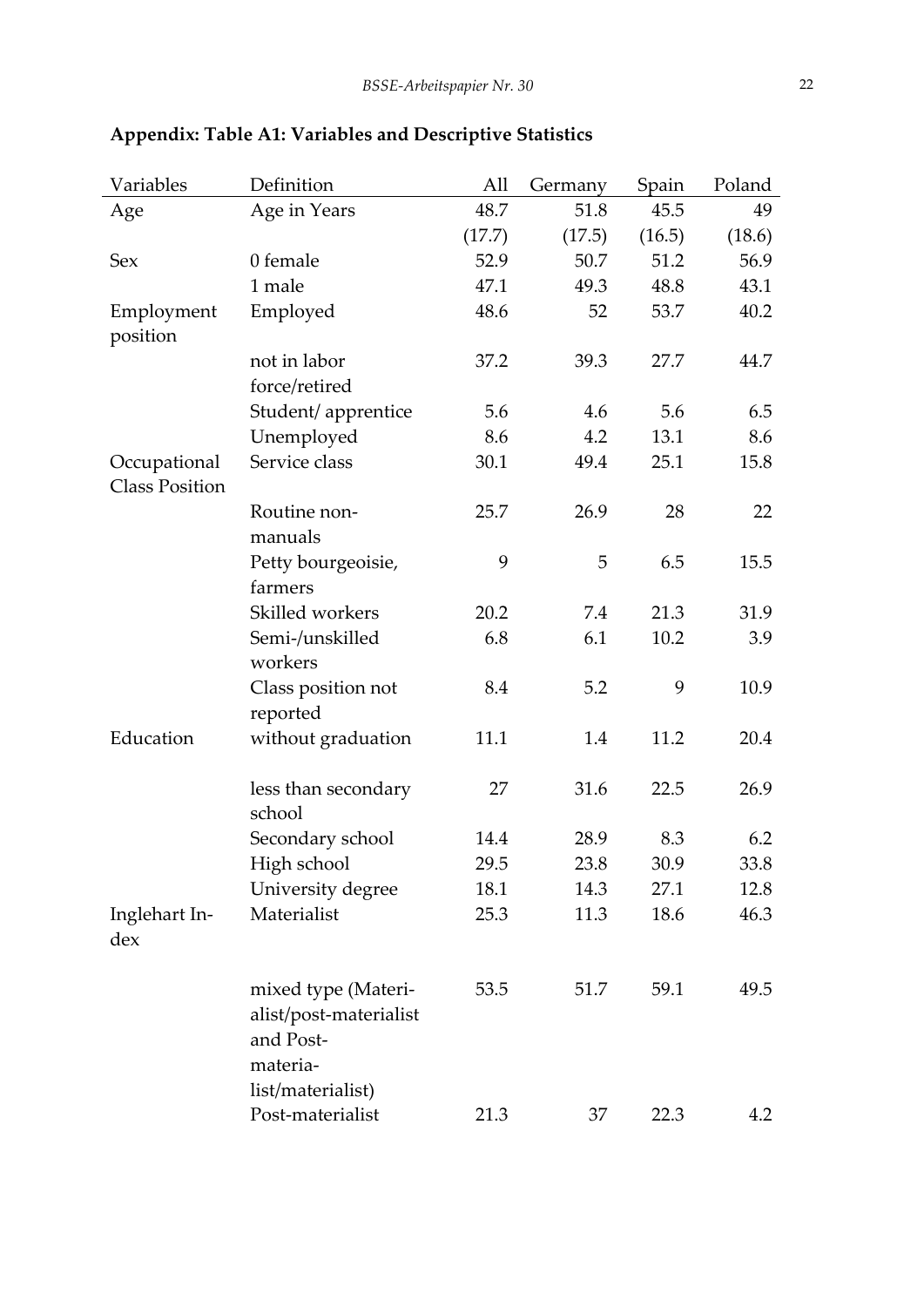## Appendix: Table A1: Variables and Descriptive Statistics

| Variables | Definition | All | Germany | Spain | Poland |
|---|---|---|---|---|---|
| Age | Age in Years | 48.7 | 51.8 | 45.5 | 49 |
| | | (17.7) | (17.5) | (16.5) | (18.6) |
| Sex | 0 female | 52.9 | 50.7 | 51.2 | 56.9 |
| | 1 male | 47.1 | 49.3 | 48.8 | 43.1 |
| Employment position | Employed | 48.6 | 52 | 53.7 | 40.2 |
| | not in labor force/retired | 37.2 | 39.3 | 27.7 | 44.7 |
| | Student/ apprentice | 5.6 | 4.6 | 5.6 | 6.5 |
| | Unemployed | 8.6 | 4.2 | 13.1 | 8.6 |
| Occupational Class Position | Service class | 30.1 | 49.4 | 25.1 | 15.8 |
| | Routine non-manuals | 25.7 | 26.9 | 28 | 22 |
| | Petty bourgeoisie, farmers | 9 | 5 | 6.5 | 15.5 |
| | Skilled workers | 20.2 | 7.4 | 21.3 | 31.9 |
| | Semi-/unskilled workers | 6.8 | 6.1 | 10.2 | 3.9 |
| | Class position not reported | 8.4 | 5.2 | 9 | 10.9 |
| Education | without graduation | 11.1 | 1.4 | 11.2 | 20.4 |
| | less than secondary school | 27 | 31.6 | 22.5 | 26.9 |
| | Secondary school | 14.4 | 28.9 | 8.3 | 6.2 |
| | High school | 29.5 | 23.8 | 30.9 | 33.8 |
| | University degree | 18.1 | 14.3 | 27.1 | 12.8 |
| Inglehart Index | Materialist | 25.3 | 11.3 | 18.6 | 46.3 |
| | mixed type (Materialist/post-materialist and Post-materialist/materialist) | 53.5 | 51.7 | 59.1 | 49.5 |
| | Post-materialist | 21.3 | 37 | 22.3 | 4.2 |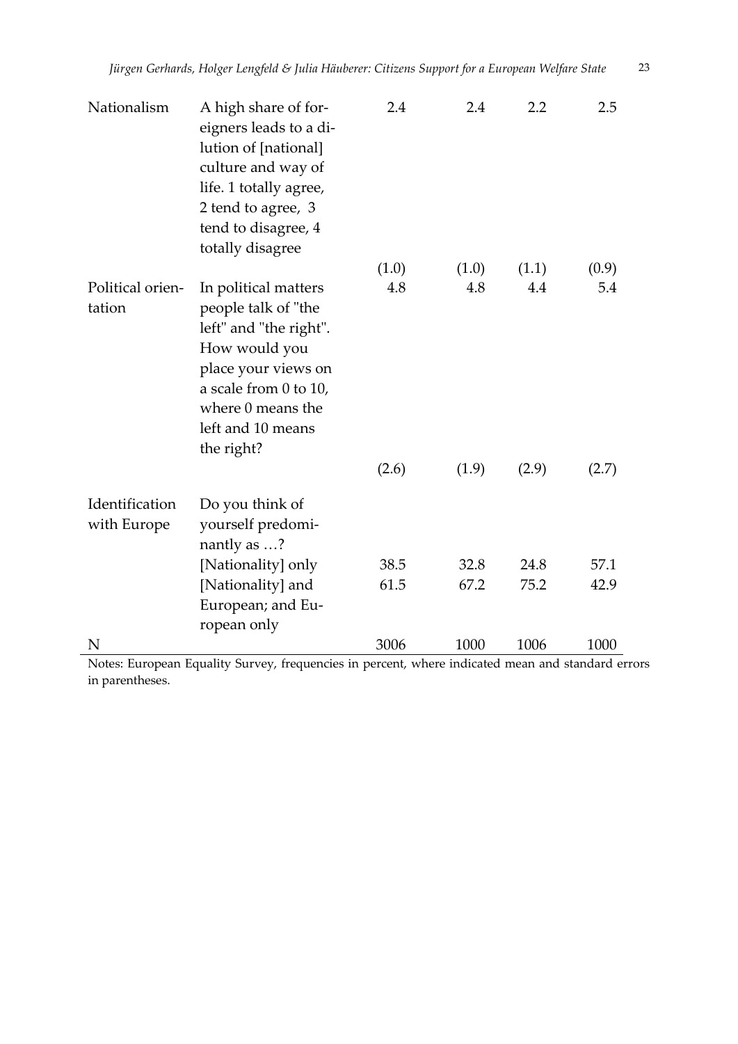| | | | | | |
|---|---|---|---|---|---|
| Nationalism | A high share of foreigners leads to a dilution of [national] culture and way of life. 1 totally agree, 2 tend to agree, 3 tend to disagree, 4 totally disagree | 2.4 | 2.4 | 2.2 | 2.5 |
| | | (1.0) | (1.0) | (1.1) | (0.9) |
| Political orientation | In political matters people talk of "the left" and "the right". How would you place your views on a scale from 0 to 10, where 0 means the left and 10 means the right? | 4.8 | 4.8 | 4.4 | 5.4 |
| | | (2.6) | (1.9) | (2.9) | (2.7) |
| Identification with Europe | Do you think of yourself predominantly as …? | | | | |
| | [Nationality] only | 38.5 | 32.8 | 24.8 | 57.1 |
| | [Nationality] and European; and European only | 61.5 | 67.2 | 75.2 | 42.9 |
| N | | 3006 | 1000 | 1006 | 1000 |

Notes: European Equality Survey, frequencies in percent, where indicated mean and standard errors in parentheses.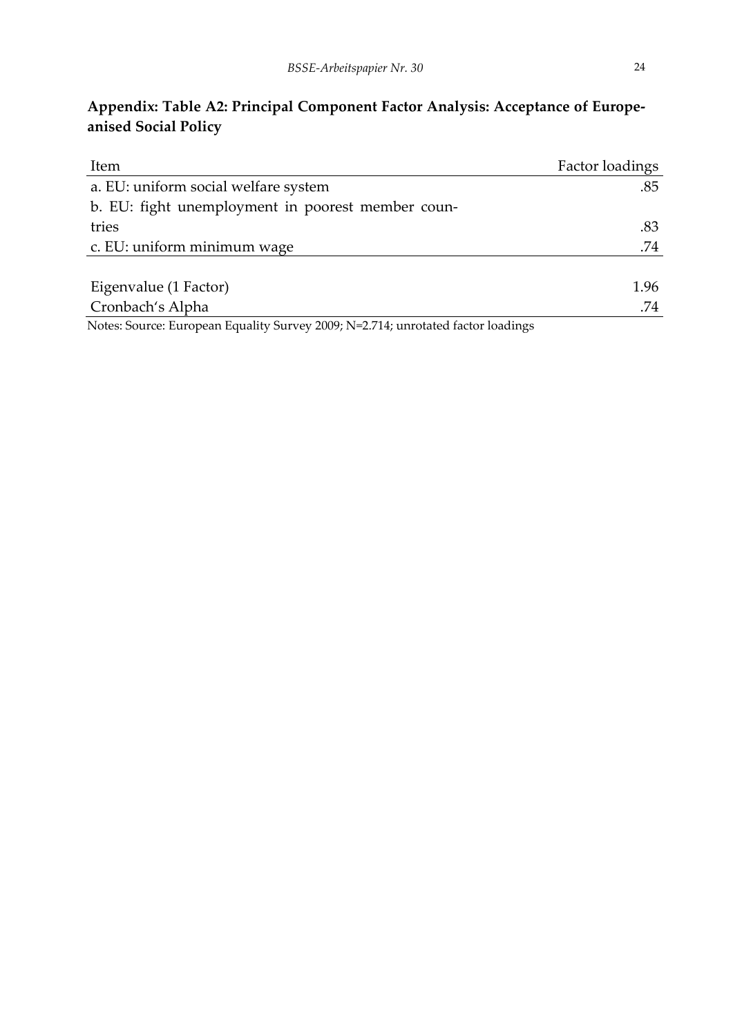## Appendix: Table A2: Principal Component Factor Analysis: Acceptance of Europeanised Social Policy

| Item | Factor loadings |
|---|---|
| a. EU: uniform social welfare system | .85 |
| b. EU: fight unemployment in poorest member countries | .83 |
| c. EU: uniform minimum wage | .74 |
| | |
| Eigenvalue (1 Factor) | 1.96 |
| Cronbach's Alpha | .74 |

Notes: Source: European Equality Survey 2009; N=2.714; unrotated factor loadings